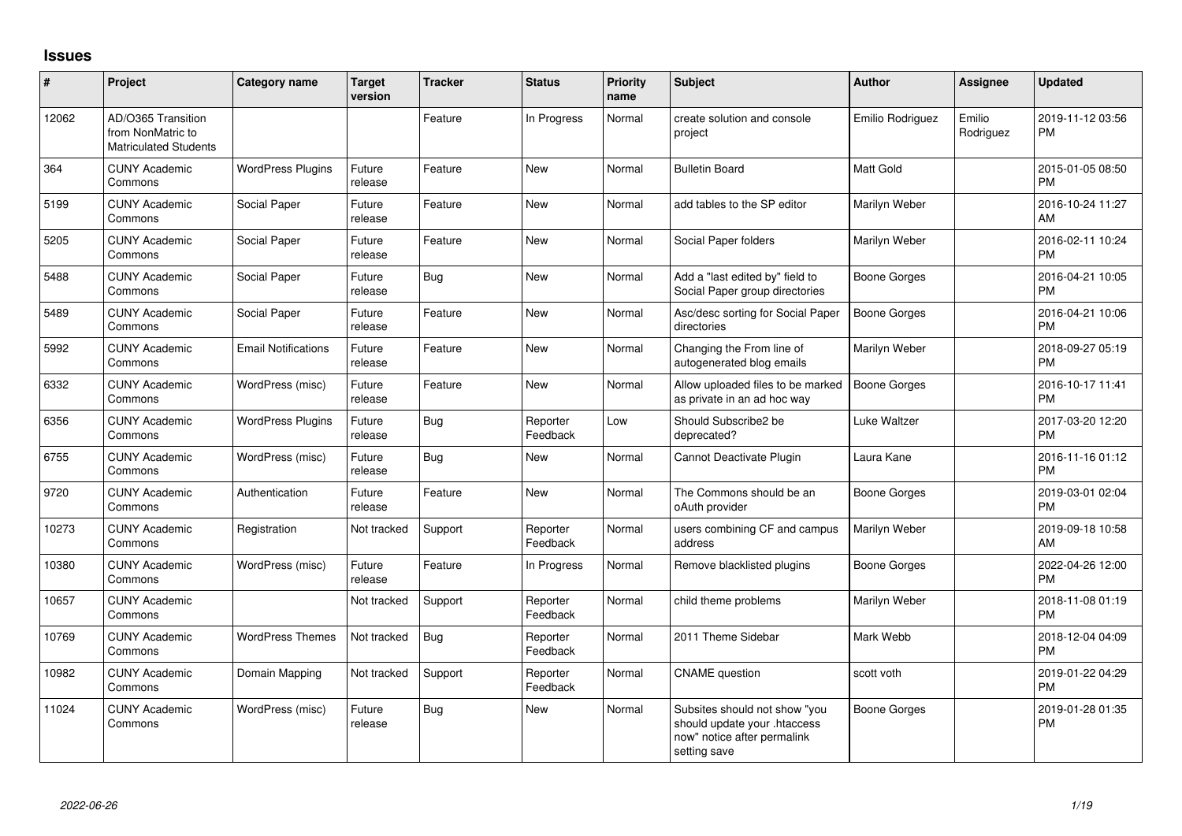# Issues

| # | Project | Category name | Target version | Tracker | Status | Priority name | Subject | Author | Assignee | Updated |
|---|---|---|---|---|---|---|---|---|---|---|
| 12062 | AD/O365 Transition from NonMatric to Matriculated Students | | | Feature | In Progress | Normal | create solution and console project | Emilio Rodriguez | Emilio Rodriguez | 2019-11-12 03:56 PM |
| 364 | CUNY Academic Commons | WordPress Plugins | Future release | Feature | New | Normal | Bulletin Board | Matt Gold | | 2015-01-05 08:50 PM |
| 5199 | CUNY Academic Commons | Social Paper | Future release | Feature | New | Normal | add tables to the SP editor | Marilyn Weber | | 2016-10-24 11:27 AM |
| 5205 | CUNY Academic Commons | Social Paper | Future release | Feature | New | Normal | Social Paper folders | Marilyn Weber | | 2016-02-11 10:24 PM |
| 5488 | CUNY Academic Commons | Social Paper | Future release | Bug | New | Normal | Add a "last edited by" field to Social Paper group directories | Boone Gorges | | 2016-04-21 10:05 PM |
| 5489 | CUNY Academic Commons | Social Paper | Future release | Feature | New | Normal | Asc/desc sorting for Social Paper directories | Boone Gorges | | 2016-04-21 10:06 PM |
| 5992 | CUNY Academic Commons | Email Notifications | Future release | Feature | New | Normal | Changing the From line of autogenerated blog emails | Marilyn Weber | | 2018-09-27 05:19 PM |
| 6332 | CUNY Academic Commons | WordPress (misc) | Future release | Feature | New | Normal | Allow uploaded files to be marked as private in an ad hoc way | Boone Gorges | | 2016-10-17 11:41 PM |
| 6356 | CUNY Academic Commons | WordPress Plugins | Future release | Bug | Reporter Feedback | Low | Should Subscribe2 be deprecated? | Luke Waltzer | | 2017-03-20 12:20 PM |
| 6755 | CUNY Academic Commons | WordPress (misc) | Future release | Bug | New | Normal | Cannot Deactivate Plugin | Laura Kane | | 2016-11-16 01:12 PM |
| 9720 | CUNY Academic Commons | Authentication | Future release | Feature | New | Normal | The Commons should be an oAuth provider | Boone Gorges | | 2019-03-01 02:04 PM |
| 10273 | CUNY Academic Commons | Registration | Not tracked | Support | Reporter Feedback | Normal | users combining CF and campus address | Marilyn Weber | | 2019-09-18 10:58 AM |
| 10380 | CUNY Academic Commons | WordPress (misc) | Future release | Feature | In Progress | Normal | Remove blacklisted plugins | Boone Gorges | | 2022-04-26 12:00 PM |
| 10657 | CUNY Academic Commons | | Not tracked | Support | Reporter Feedback | Normal | child theme problems | Marilyn Weber | | 2018-11-08 01:19 PM |
| 10769 | CUNY Academic Commons | WordPress Themes | Not tracked | Bug | Reporter Feedback | Normal | 2011 Theme Sidebar | Mark Webb | | 2018-12-04 04:09 PM |
| 10982 | CUNY Academic Commons | Domain Mapping | Not tracked | Support | Reporter Feedback | Normal | CNAME question | scott voth | | 2019-01-22 04:29 PM |
| 11024 | CUNY Academic Commons | WordPress (misc) | Future release | Bug | New | Normal | Subsites should not show "you should update your .htaccess now" notice after permalink setting save | Boone Gorges | | 2019-01-28 01:35 PM |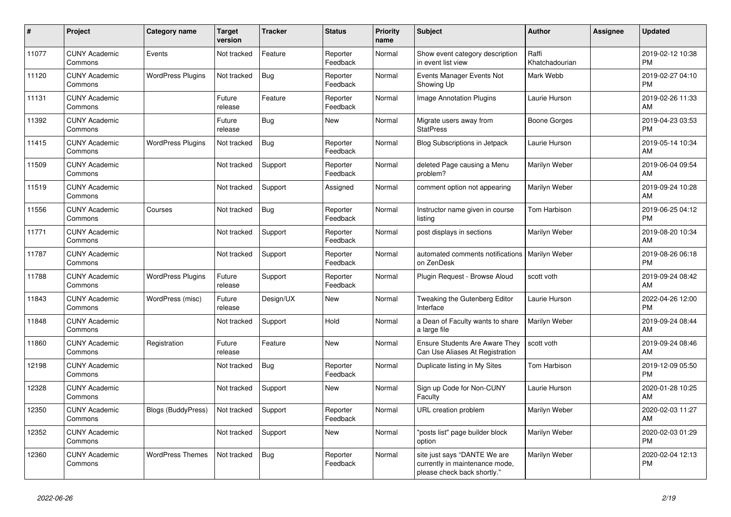| # | Project | Category name | Target version | Tracker | Status | Priority name | Subject | Author | Assignee | Updated |
|---|---|---|---|---|---|---|---|---|---|---|
| 11077 | CUNY Academic Commons | Events | Not tracked | Feature | Reporter Feedback | Normal | Show event category description in event list view | Raffi Khatchadourian | | 2019-02-12 10:38 PM |
| 11120 | CUNY Academic Commons | WordPress Plugins | Not tracked | Bug | Reporter Feedback | Normal | Events Manager Events Not Showing Up | Mark Webb | | 2019-02-27 04:10 PM |
| 11131 | CUNY Academic Commons | | Future release | Feature | Reporter Feedback | Normal | Image Annotation Plugins | Laurie Hurson | | 2019-02-26 11:33 AM |
| 11392 | CUNY Academic Commons | | Future release | Bug | New | Normal | Migrate users away from StatPress | Boone Gorges | | 2019-04-23 03:53 PM |
| 11415 | CUNY Academic Commons | WordPress Plugins | Not tracked | Bug | Reporter Feedback | Normal | Blog Subscriptions in Jetpack | Laurie Hurson | | 2019-05-14 10:34 AM |
| 11509 | CUNY Academic Commons | | Not tracked | Support | Reporter Feedback | Normal | deleted Page causing a Menu problem? | Marilyn Weber | | 2019-06-04 09:54 AM |
| 11519 | CUNY Academic Commons | | Not tracked | Support | Assigned | Normal | comment option not appearing | Marilyn Weber | | 2019-09-24 10:28 AM |
| 11556 | CUNY Academic Commons | Courses | Not tracked | Bug | Reporter Feedback | Normal | Instructor name given in course listing | Tom Harbison | | 2019-06-25 04:12 PM |
| 11771 | CUNY Academic Commons | | Not tracked | Support | Reporter Feedback | Normal | post displays in sections | Marilyn Weber | | 2019-08-20 10:34 AM |
| 11787 | CUNY Academic Commons | | Not tracked | Support | Reporter Feedback | Normal | automated comments notifications on ZenDesk | Marilyn Weber | | 2019-08-26 06:18 PM |
| 11788 | CUNY Academic Commons | WordPress Plugins | Future release | Support | Reporter Feedback | Normal | Plugin Request - Browse Aloud | scott voth | | 2019-09-24 08:42 AM |
| 11843 | CUNY Academic Commons | WordPress (misc) | Future release | Design/UX | New | Normal | Tweaking the Gutenberg Editor Interface | Laurie Hurson | | 2022-04-26 12:00 PM |
| 11848 | CUNY Academic Commons | | Not tracked | Support | Hold | Normal | a Dean of Faculty wants to share a large file | Marilyn Weber | | 2019-09-24 08:44 AM |
| 11860 | CUNY Academic Commons | Registration | Future release | Feature | New | Normal | Ensure Students Are Aware They Can Use Aliases At Registration | scott voth | | 2019-09-24 08:46 AM |
| 12198 | CUNY Academic Commons | | Not tracked | Bug | Reporter Feedback | Normal | Duplicate listing in My Sites | Tom Harbison | | 2019-12-09 05:50 PM |
| 12328 | CUNY Academic Commons | | Not tracked | Support | New | Normal | Sign up Code for Non-CUNY Faculty | Laurie Hurson | | 2020-01-28 10:25 AM |
| 12350 | CUNY Academic Commons | Blogs (BuddyPress) | Not tracked | Support | Reporter Feedback | Normal | URL creation problem | Marilyn Weber | | 2020-02-03 11:27 AM |
| 12352 | CUNY Academic Commons | | Not tracked | Support | New | Normal | "posts list" page builder block option | Marilyn Weber | | 2020-02-03 01:29 PM |
| 12360 | CUNY Academic Commons | WordPress Themes | Not tracked | Bug | Reporter Feedback | Normal | site just says "DANTE We are currently in maintenance mode, please check back shortly." | Marilyn Weber | | 2020-02-04 12:13 PM |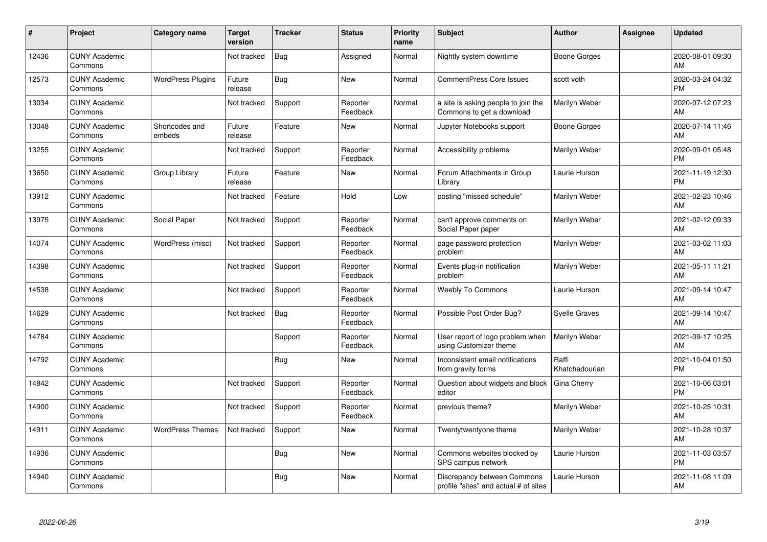| # | Project | Category name | Target version | Tracker | Status | Priority name | Subject | Author | Assignee | Updated |
|---|---|---|---|---|---|---|---|---|---|---|
| 12436 | CUNY Academic Commons | | Not tracked | Bug | Assigned | Normal | Nightly system downtime | Boone Gorges | | 2020-08-01 09:30 AM |
| 12573 | CUNY Academic Commons | WordPress Plugins | Future release | Bug | New | Normal | CommentPress Core Issues | scott voth | | 2020-03-24 04:32 PM |
| 13034 | CUNY Academic Commons | | Not tracked | Support | Reporter Feedback | Normal | a site is asking people to join the Commons to get a download | Marilyn Weber | | 2020-07-12 07:23 AM |
| 13048 | CUNY Academic Commons | Shortcodes and embeds | Future release | Feature | New | Normal | Jupyter Notebooks support | Boone Gorges | | 2020-07-14 11:46 AM |
| 13255 | CUNY Academic Commons | | Not tracked | Support | Reporter Feedback | Normal | Accessibility problems | Marilyn Weber | | 2020-09-01 05:48 PM |
| 13650 | CUNY Academic Commons | Group Library | Future release | Feature | New | Normal | Forum Attachments in Group Library | Laurie Hurson | | 2021-11-19 12:30 PM |
| 13912 | CUNY Academic Commons | | Not tracked | Feature | Hold | Low | posting "missed schedule" | Marilyn Weber | | 2021-02-23 10:46 AM |
| 13975 | CUNY Academic Commons | Social Paper | Not tracked | Support | Reporter Feedback | Normal | can't approve comments on Social Paper paper | Marilyn Weber | | 2021-02-12 09:33 AM |
| 14074 | CUNY Academic Commons | WordPress (misc) | Not tracked | Support | Reporter Feedback | Normal | page password protection problem | Marilyn Weber | | 2021-03-02 11:03 AM |
| 14398 | CUNY Academic Commons | | Not tracked | Support | Reporter Feedback | Normal | Events plug-in notification problem | Marilyn Weber | | 2021-05-11 11:21 AM |
| 14538 | CUNY Academic Commons | | Not tracked | Support | Reporter Feedback | Normal | Weebly To Commons | Laurie Hurson | | 2021-09-14 10:47 AM |
| 14629 | CUNY Academic Commons | | Not tracked | Bug | Reporter Feedback | Normal | Possible Post Order Bug? | Syelle Graves | | 2021-09-14 10:47 AM |
| 14784 | CUNY Academic Commons | | | Support | Reporter Feedback | Normal | User report of logo problem when using Customizer theme | Marilyn Weber | | 2021-09-17 10:25 AM |
| 14792 | CUNY Academic Commons | | | Bug | New | Normal | Inconsistent email notifications from gravity forms | Raffi Khatchadourian | | 2021-10-04 01:50 PM |
| 14842 | CUNY Academic Commons | | Not tracked | Support | Reporter Feedback | Normal | Question about widgets and block editor | Gina Cherry | | 2021-10-06 03:01 PM |
| 14900 | CUNY Academic Commons | | Not tracked | Support | Reporter Feedback | Normal | previous theme? | Marilyn Weber | | 2021-10-25 10:31 AM |
| 14911 | CUNY Academic Commons | WordPress Themes | Not tracked | Support | New | Normal | Twentytwentyone theme | Marilyn Weber | | 2021-10-28 10:37 AM |
| 14936 | CUNY Academic Commons | | | Bug | New | Normal | Commons websites blocked by SPS campus network | Laurie Hurson | | 2021-11-03 03:57 PM |
| 14940 | CUNY Academic Commons | | | Bug | New | Normal | Discrepancy between Commons profile "sites" and actual # of sites | Laurie Hurson | | 2021-11-08 11:09 AM |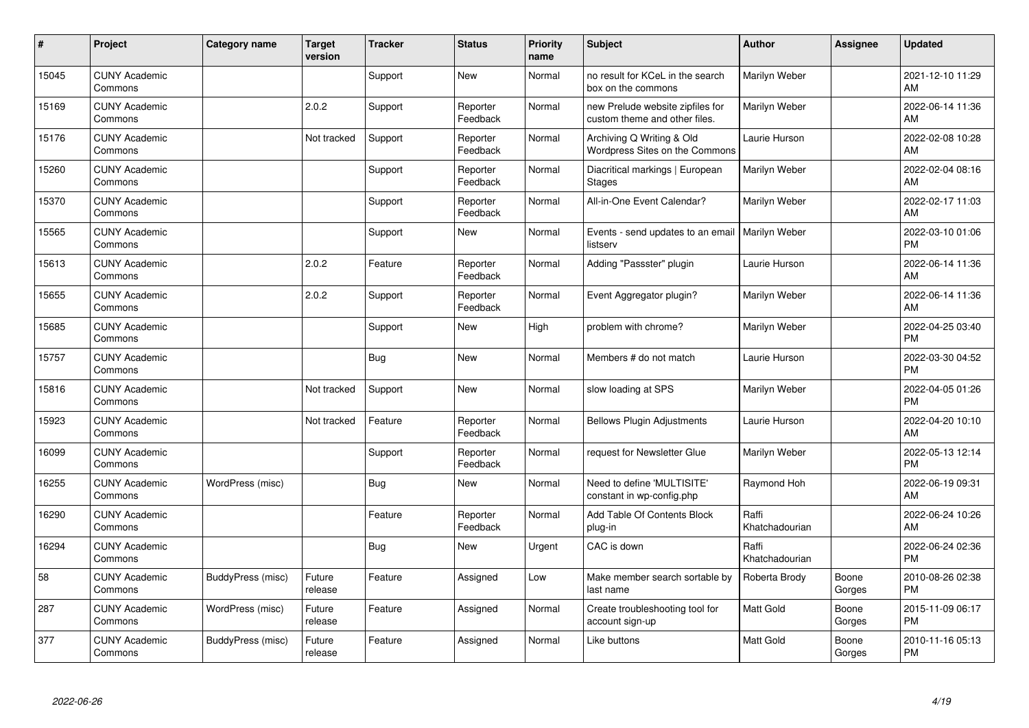| # | Project | Category name | Target version | Tracker | Status | Priority name | Subject | Author | Assignee | Updated |
|---|---|---|---|---|---|---|---|---|---|---|
| 15045 | CUNY Academic Commons | | | Support | New | Normal | no result for KCeL in the search box on the commons | Marilyn Weber | | 2021-12-10 11:29 AM |
| 15169 | CUNY Academic Commons | | 2.0.2 | Support | Reporter Feedback | Normal | new Prelude website zipfiles for custom theme and other files. | Marilyn Weber | | 2022-06-14 11:36 AM |
| 15176 | CUNY Academic Commons | | Not tracked | Support | Reporter Feedback | Normal | Archiving Q Writing & Old Wordpress Sites on the Commons | Laurie Hurson | | 2022-02-08 10:28 AM |
| 15260 | CUNY Academic Commons | | | Support | Reporter Feedback | Normal | Diacritical markings \| European Stages | Marilyn Weber | | 2022-02-04 08:16 AM |
| 15370 | CUNY Academic Commons | | | Support | Reporter Feedback | Normal | All-in-One Event Calendar? | Marilyn Weber | | 2022-02-17 11:03 AM |
| 15565 | CUNY Academic Commons | | | Support | New | Normal | Events - send updates to an email listserv | Marilyn Weber | | 2022-03-10 01:06 PM |
| 15613 | CUNY Academic Commons | | 2.0.2 | Feature | Reporter Feedback | Normal | Adding "Passster" plugin | Laurie Hurson | | 2022-06-14 11:36 AM |
| 15655 | CUNY Academic Commons | | 2.0.2 | Support | Reporter Feedback | Normal | Event Aggregator plugin? | Marilyn Weber | | 2022-06-14 11:36 AM |
| 15685 | CUNY Academic Commons | | | Support | New | High | problem with chrome? | Marilyn Weber | | 2022-04-25 03:40 PM |
| 15757 | CUNY Academic Commons | | | Bug | New | Normal | Members # do not match | Laurie Hurson | | 2022-03-30 04:52 PM |
| 15816 | CUNY Academic Commons | | Not tracked | Support | New | Normal | slow loading at SPS | Marilyn Weber | | 2022-04-05 01:26 PM |
| 15923 | CUNY Academic Commons | | Not tracked | Feature | Reporter Feedback | Normal | Bellows Plugin Adjustments | Laurie Hurson | | 2022-04-20 10:10 AM |
| 16099 | CUNY Academic Commons | | | Support | Reporter Feedback | Normal | request for Newsletter Glue | Marilyn Weber | | 2022-05-13 12:14 PM |
| 16255 | CUNY Academic Commons | WordPress (misc) | | Bug | New | Normal | Need to define 'MULTISITE' constant in wp-config.php | Raymond Hoh | | 2022-06-19 09:31 AM |
| 16290 | CUNY Academic Commons | | | Feature | Reporter Feedback | Normal | Add Table Of Contents Block plug-in | Raffi Khatchadourian | | 2022-06-24 10:26 AM |
| 16294 | CUNY Academic Commons | | | Bug | New | Urgent | CAC is down | Raffi Khatchadourian | | 2022-06-24 02:36 PM |
| 58 | CUNY Academic Commons | BuddyPress (misc) | Future release | Feature | Assigned | Low | Make member search sortable by last name | Roberta Brody | Boone Gorges | 2010-08-26 02:38 PM |
| 287 | CUNY Academic Commons | WordPress (misc) | Future release | Feature | Assigned | Normal | Create troubleshooting tool for account sign-up | Matt Gold | Boone Gorges | 2015-11-09 06:17 PM |
| 377 | CUNY Academic Commons | BuddyPress (misc) | Future release | Feature | Assigned | Normal | Like buttons | Matt Gold | Boone Gorges | 2010-11-16 05:13 PM |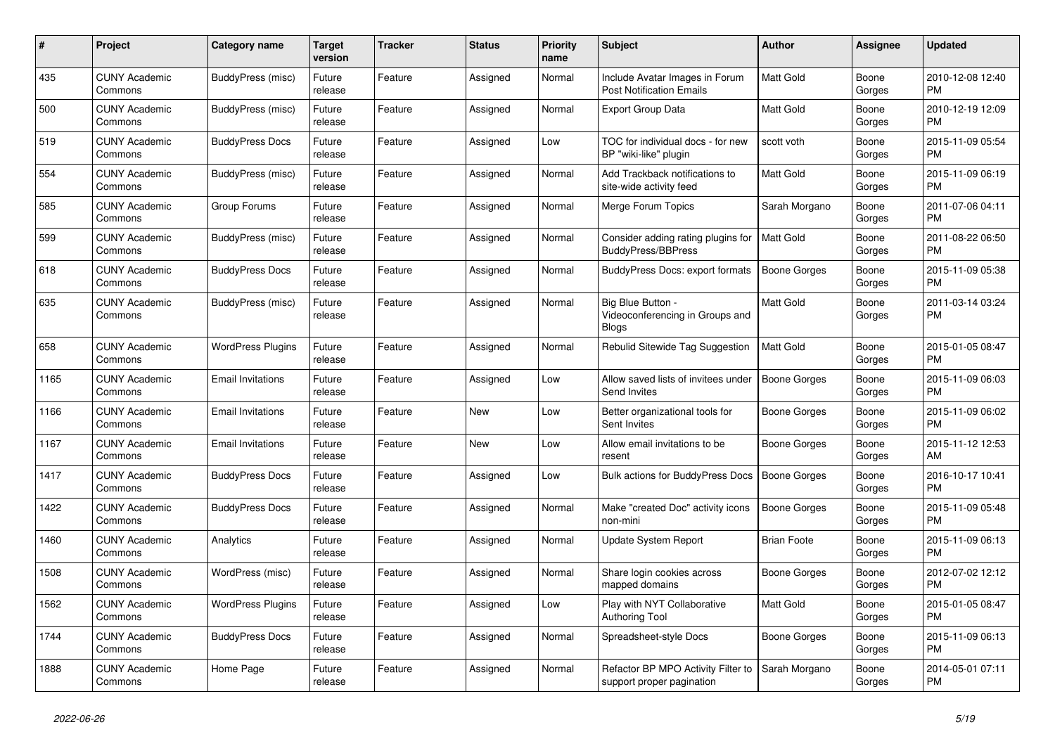| # | Project | Category name | Target version | Tracker | Status | Priority name | Subject | Author | Assignee | Updated |
|---|---|---|---|---|---|---|---|---|---|---|
| 435 | CUNY Academic Commons | BuddyPress (misc) | Future release | Feature | Assigned | Normal | Include Avatar Images in Forum Post Notification Emails | Matt Gold | Boone Gorges | 2010-12-08 12:40 PM |
| 500 | CUNY Academic Commons | BuddyPress (misc) | Future release | Feature | Assigned | Normal | Export Group Data | Matt Gold | Boone Gorges | 2010-12-19 12:09 PM |
| 519 | CUNY Academic Commons | BuddyPress Docs | Future release | Feature | Assigned | Low | TOC for individual docs - for new BP "wiki-like" plugin | scott voth | Boone Gorges | 2015-11-09 05:54 PM |
| 554 | CUNY Academic Commons | BuddyPress (misc) | Future release | Feature | Assigned | Normal | Add Trackback notifications to site-wide activity feed | Matt Gold | Boone Gorges | 2015-11-09 06:19 PM |
| 585 | CUNY Academic Commons | Group Forums | Future release | Feature | Assigned | Normal | Merge Forum Topics | Sarah Morgano | Boone Gorges | 2011-07-06 04:11 PM |
| 599 | CUNY Academic Commons | BuddyPress (misc) | Future release | Feature | Assigned | Normal | Consider adding rating plugins for BuddyPress/BBPress | Matt Gold | Boone Gorges | 2011-08-22 06:50 PM |
| 618 | CUNY Academic Commons | BuddyPress Docs | Future release | Feature | Assigned | Normal | BuddyPress Docs: export formats | Boone Gorges | Boone Gorges | 2015-11-09 05:38 PM |
| 635 | CUNY Academic Commons | BuddyPress (misc) | Future release | Feature | Assigned | Normal | Big Blue Button - Videoconferencing in Groups and Blogs | Matt Gold | Boone Gorges | 2011-03-14 03:24 PM |
| 658 | CUNY Academic Commons | WordPress Plugins | Future release | Feature | Assigned | Normal | Rebulid Sitewide Tag Suggestion | Matt Gold | Boone Gorges | 2015-01-05 08:47 PM |
| 1165 | CUNY Academic Commons | Email Invitations | Future release | Feature | Assigned | Low | Allow saved lists of invitees under Send Invites | Boone Gorges | Boone Gorges | 2015-11-09 06:03 PM |
| 1166 | CUNY Academic Commons | Email Invitations | Future release | Feature | New | Low | Better organizational tools for Sent Invites | Boone Gorges | Boone Gorges | 2015-11-09 06:02 PM |
| 1167 | CUNY Academic Commons | Email Invitations | Future release | Feature | New | Low | Allow email invitations to be resent | Boone Gorges | Boone Gorges | 2015-11-12 12:53 AM |
| 1417 | CUNY Academic Commons | BuddyPress Docs | Future release | Feature | Assigned | Low | Bulk actions for BuddyPress Docs | Boone Gorges | Boone Gorges | 2016-10-17 10:41 PM |
| 1422 | CUNY Academic Commons | BuddyPress Docs | Future release | Feature | Assigned | Normal | Make "created Doc" activity icons non-mini | Boone Gorges | Boone Gorges | 2015-11-09 05:48 PM |
| 1460 | CUNY Academic Commons | Analytics | Future release | Feature | Assigned | Normal | Update System Report | Brian Foote | Boone Gorges | 2015-11-09 06:13 PM |
| 1508 | CUNY Academic Commons | WordPress (misc) | Future release | Feature | Assigned | Normal | Share login cookies across mapped domains | Boone Gorges | Boone Gorges | 2012-07-02 12:12 PM |
| 1562 | CUNY Academic Commons | WordPress Plugins | Future release | Feature | Assigned | Low | Play with NYT Collaborative Authoring Tool | Matt Gold | Boone Gorges | 2015-01-05 08:47 PM |
| 1744 | CUNY Academic Commons | BuddyPress Docs | Future release | Feature | Assigned | Normal | Spreadsheet-style Docs | Boone Gorges | Boone Gorges | 2015-11-09 06:13 PM |
| 1888 | CUNY Academic Commons | Home Page | Future release | Feature | Assigned | Normal | Refactor BP MPO Activity Filter to support proper pagination | Sarah Morgano | Boone Gorges | 2014-05-01 07:11 PM |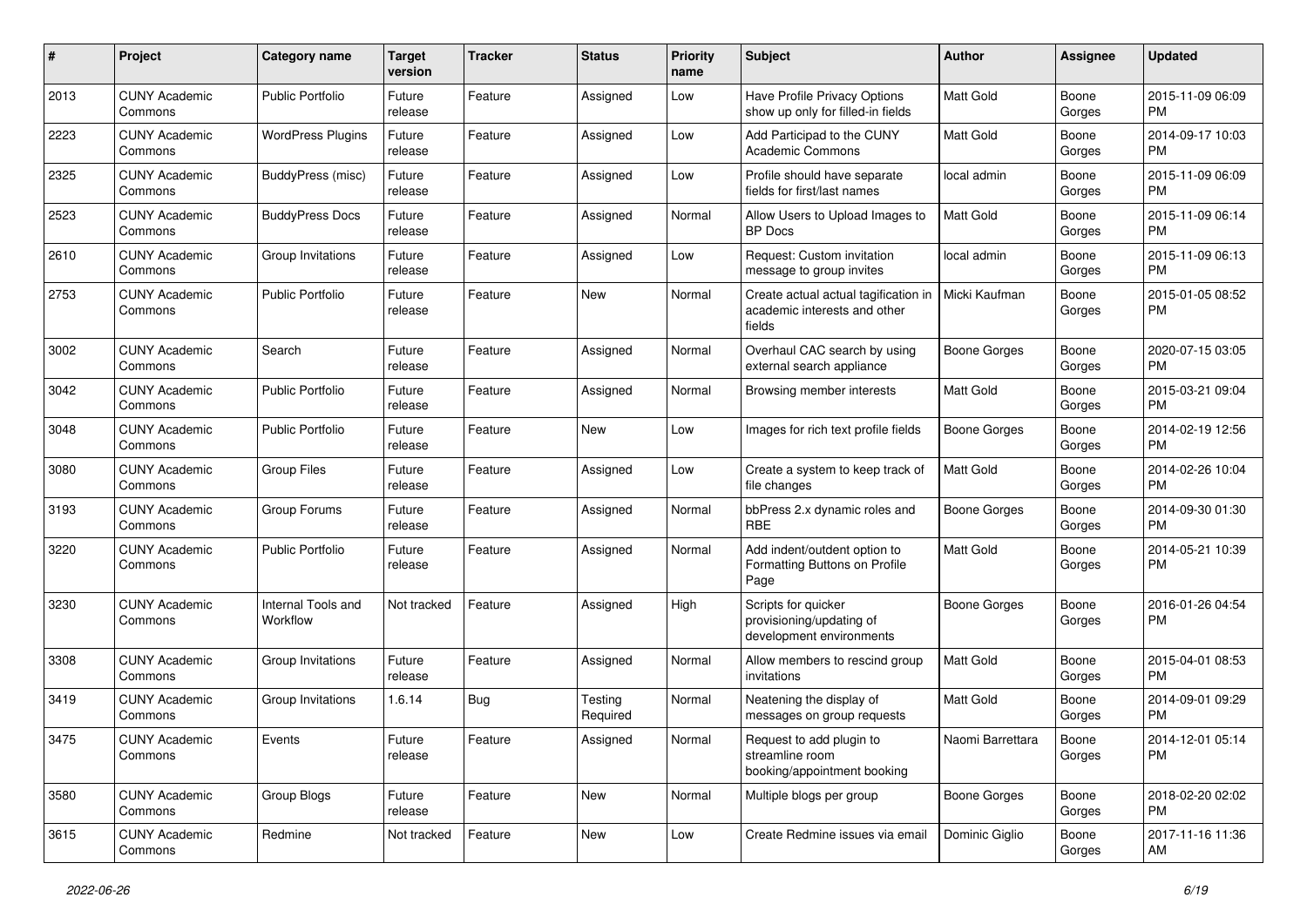| # | Project | Category name | Target version | Tracker | Status | Priority name | Subject | Author | Assignee | Updated |
|---|---|---|---|---|---|---|---|---|---|---|
| 2013 | CUNY Academic Commons | Public Portfolio | Future release | Feature | Assigned | Low | Have Profile Privacy Options show up only for filled-in fields | Matt Gold | Boone Gorges | 2015-11-09 06:09 PM |
| 2223 | CUNY Academic Commons | WordPress Plugins | Future release | Feature | Assigned | Low | Add Participad to the CUNY Academic Commons | Matt Gold | Boone Gorges | 2014-09-17 10:03 PM |
| 2325 | CUNY Academic Commons | BuddyPress (misc) | Future release | Feature | Assigned | Low | Profile should have separate fields for first/last names | local admin | Boone Gorges | 2015-11-09 06:09 PM |
| 2523 | CUNY Academic Commons | BuddyPress Docs | Future release | Feature | Assigned | Normal | Allow Users to Upload Images to BP Docs | Matt Gold | Boone Gorges | 2015-11-09 06:14 PM |
| 2610 | CUNY Academic Commons | Group Invitations | Future release | Feature | Assigned | Low | Request: Custom invitation message to group invites | local admin | Boone Gorges | 2015-11-09 06:13 PM |
| 2753 | CUNY Academic Commons | Public Portfolio | Future release | Feature | New | Normal | Create actual actual tagification in academic interests and other fields | Micki Kaufman | Boone Gorges | 2015-01-05 08:52 PM |
| 3002 | CUNY Academic Commons | Search | Future release | Feature | Assigned | Normal | Overhaul CAC search by using external search appliance | Boone Gorges | Boone Gorges | 2020-07-15 03:05 PM |
| 3042 | CUNY Academic Commons | Public Portfolio | Future release | Feature | Assigned | Normal | Browsing member interests | Matt Gold | Boone Gorges | 2015-03-21 09:04 PM |
| 3048 | CUNY Academic Commons | Public Portfolio | Future release | Feature | New | Low | Images for rich text profile fields | Boone Gorges | Boone Gorges | 2014-02-19 12:56 PM |
| 3080 | CUNY Academic Commons | Group Files | Future release | Feature | Assigned | Low | Create a system to keep track of file changes | Matt Gold | Boone Gorges | 2014-02-26 10:04 PM |
| 3193 | CUNY Academic Commons | Group Forums | Future release | Feature | Assigned | Normal | bbPress 2.x dynamic roles and RBE | Boone Gorges | Boone Gorges | 2014-09-30 01:30 PM |
| 3220 | CUNY Academic Commons | Public Portfolio | Future release | Feature | Assigned | Normal | Add indent/outdent option to Formatting Buttons on Profile Page | Matt Gold | Boone Gorges | 2014-05-21 10:39 PM |
| 3230 | CUNY Academic Commons | Internal Tools and Workflow | Not tracked | Feature | Assigned | High | Scripts for quicker provisioning/updating of development environments | Boone Gorges | Boone Gorges | 2016-01-26 04:54 PM |
| 3308 | CUNY Academic Commons | Group Invitations | Future release | Feature | Assigned | Normal | Allow members to rescind group invitations | Matt Gold | Boone Gorges | 2015-04-01 08:53 PM |
| 3419 | CUNY Academic Commons | Group Invitations | 1.6.14 | Bug | Testing Required | Normal | Neatening the display of messages on group requests | Matt Gold | Boone Gorges | 2014-09-01 09:29 PM |
| 3475 | CUNY Academic Commons | Events | Future release | Feature | Assigned | Normal | Request to add plugin to streamline room booking/appointment booking | Naomi Barrettara | Boone Gorges | 2014-12-01 05:14 PM |
| 3580 | CUNY Academic Commons | Group Blogs | Future release | Feature | New | Normal | Multiple blogs per group | Boone Gorges | Boone Gorges | 2018-02-20 02:02 PM |
| 3615 | CUNY Academic Commons | Redmine | Not tracked | Feature | New | Low | Create Redmine issues via email | Dominic Giglio | Boone Gorges | 2017-11-16 11:36 AM |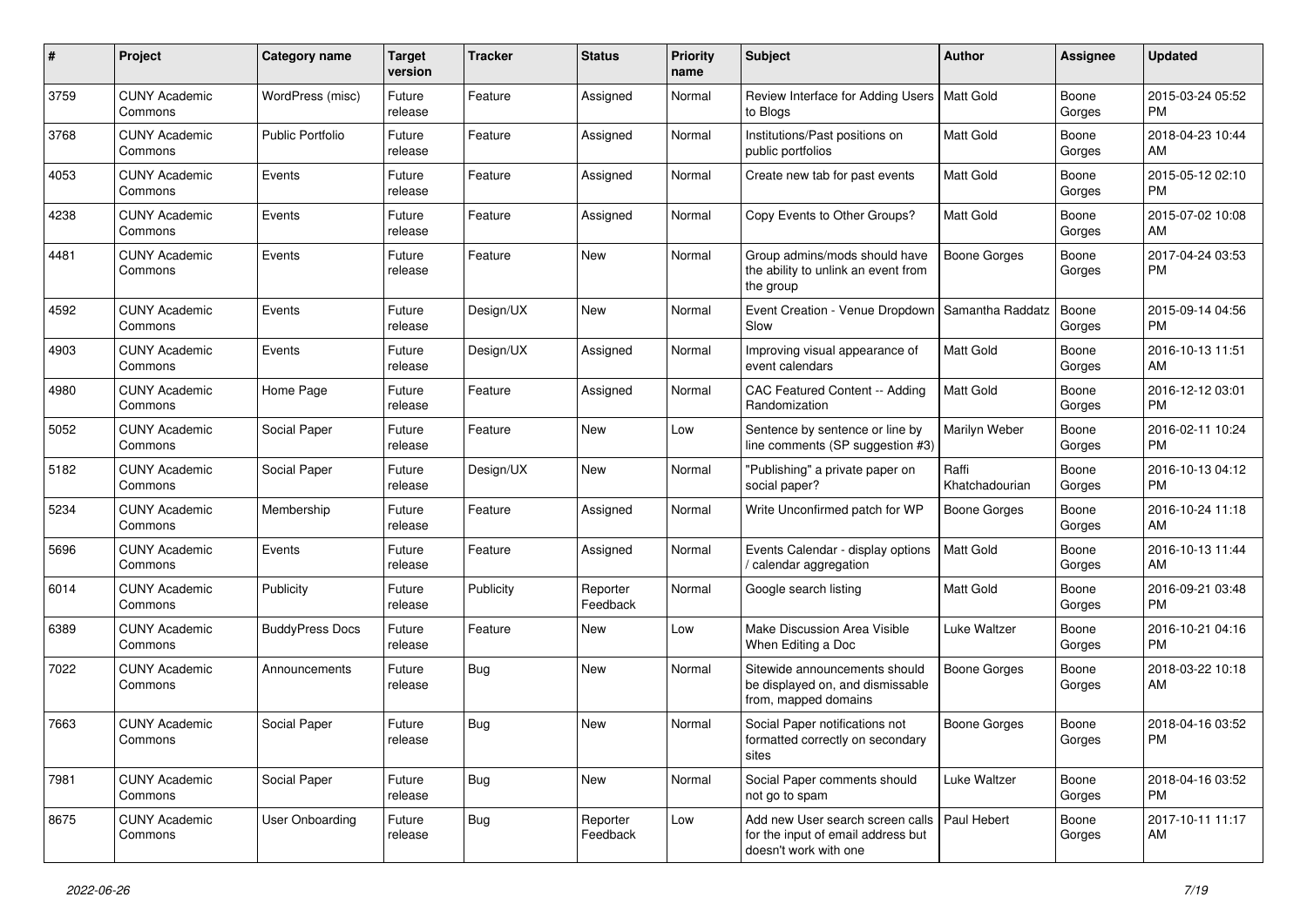| # | Project | Category name | Target version | Tracker | Status | Priority name | Subject | Author | Assignee | Updated |
|---|---|---|---|---|---|---|---|---|---|---|
| 3759 | CUNY Academic Commons | WordPress (misc) | Future release | Feature | Assigned | Normal | Review Interface for Adding Users to Blogs | Matt Gold | Boone Gorges | 2015-03-24 05:52 PM |
| 3768 | CUNY Academic Commons | Public Portfolio | Future release | Feature | Assigned | Normal | Institutions/Past positions on public portfolios | Matt Gold | Boone Gorges | 2018-04-23 10:44 AM |
| 4053 | CUNY Academic Commons | Events | Future release | Feature | Assigned | Normal | Create new tab for past events | Matt Gold | Boone Gorges | 2015-05-12 02:10 PM |
| 4238 | CUNY Academic Commons | Events | Future release | Feature | Assigned | Normal | Copy Events to Other Groups? | Matt Gold | Boone Gorges | 2015-07-02 10:08 AM |
| 4481 | CUNY Academic Commons | Events | Future release | Feature | New | Normal | Group admins/mods should have the ability to unlink an event from the group | Boone Gorges | Boone Gorges | 2017-04-24 03:53 PM |
| 4592 | CUNY Academic Commons | Events | Future release | Design/UX | New | Normal | Event Creation - Venue Dropdown Slow | Samantha Raddatz | Boone Gorges | 2015-09-14 04:56 PM |
| 4903 | CUNY Academic Commons | Events | Future release | Design/UX | Assigned | Normal | Improving visual appearance of event calendars | Matt Gold | Boone Gorges | 2016-10-13 11:51 AM |
| 4980 | CUNY Academic Commons | Home Page | Future release | Feature | Assigned | Normal | CAC Featured Content -- Adding Randomization | Matt Gold | Boone Gorges | 2016-12-12 03:01 PM |
| 5052 | CUNY Academic Commons | Social Paper | Future release | Feature | New | Low | Sentence by sentence or line by line comments (SP suggestion #3) | Marilyn Weber | Boone Gorges | 2016-02-11 10:24 PM |
| 5182 | CUNY Academic Commons | Social Paper | Future release | Design/UX | New | Normal | "Publishing" a private paper on social paper? | Raffi Khatchadourian | Boone Gorges | 2016-10-13 04:12 PM |
| 5234 | CUNY Academic Commons | Membership | Future release | Feature | Assigned | Normal | Write Unconfirmed patch for WP | Boone Gorges | Boone Gorges | 2016-10-24 11:18 AM |
| 5696 | CUNY Academic Commons | Events | Future release | Feature | Assigned | Normal | Events Calendar - display options / calendar aggregation | Matt Gold | Boone Gorges | 2016-10-13 11:44 AM |
| 6014 | CUNY Academic Commons | Publicity | Future release | Publicity | Reporter Feedback | Normal | Google search listing | Matt Gold | Boone Gorges | 2016-09-21 03:48 PM |
| 6389 | CUNY Academic Commons | BuddyPress Docs | Future release | Feature | New | Low | Make Discussion Area Visible When Editing a Doc | Luke Waltzer | Boone Gorges | 2016-10-21 04:16 PM |
| 7022 | CUNY Academic Commons | Announcements | Future release | Bug | New | Normal | Sitewide announcements should be displayed on, and dismissable from, mapped domains | Boone Gorges | Boone Gorges | 2018-03-22 10:18 AM |
| 7663 | CUNY Academic Commons | Social Paper | Future release | Bug | New | Normal | Social Paper notifications not formatted correctly on secondary sites | Boone Gorges | Boone Gorges | 2018-04-16 03:52 PM |
| 7981 | CUNY Academic Commons | Social Paper | Future release | Bug | New | Normal | Social Paper comments should not go to spam | Luke Waltzer | Boone Gorges | 2018-04-16 03:52 PM |
| 8675 | CUNY Academic Commons | User Onboarding | Future release | Bug | Reporter Feedback | Low | Add new User search screen calls for the input of email address but doesn't work with one | Paul Hebert | Boone Gorges | 2017-10-11 11:17 AM |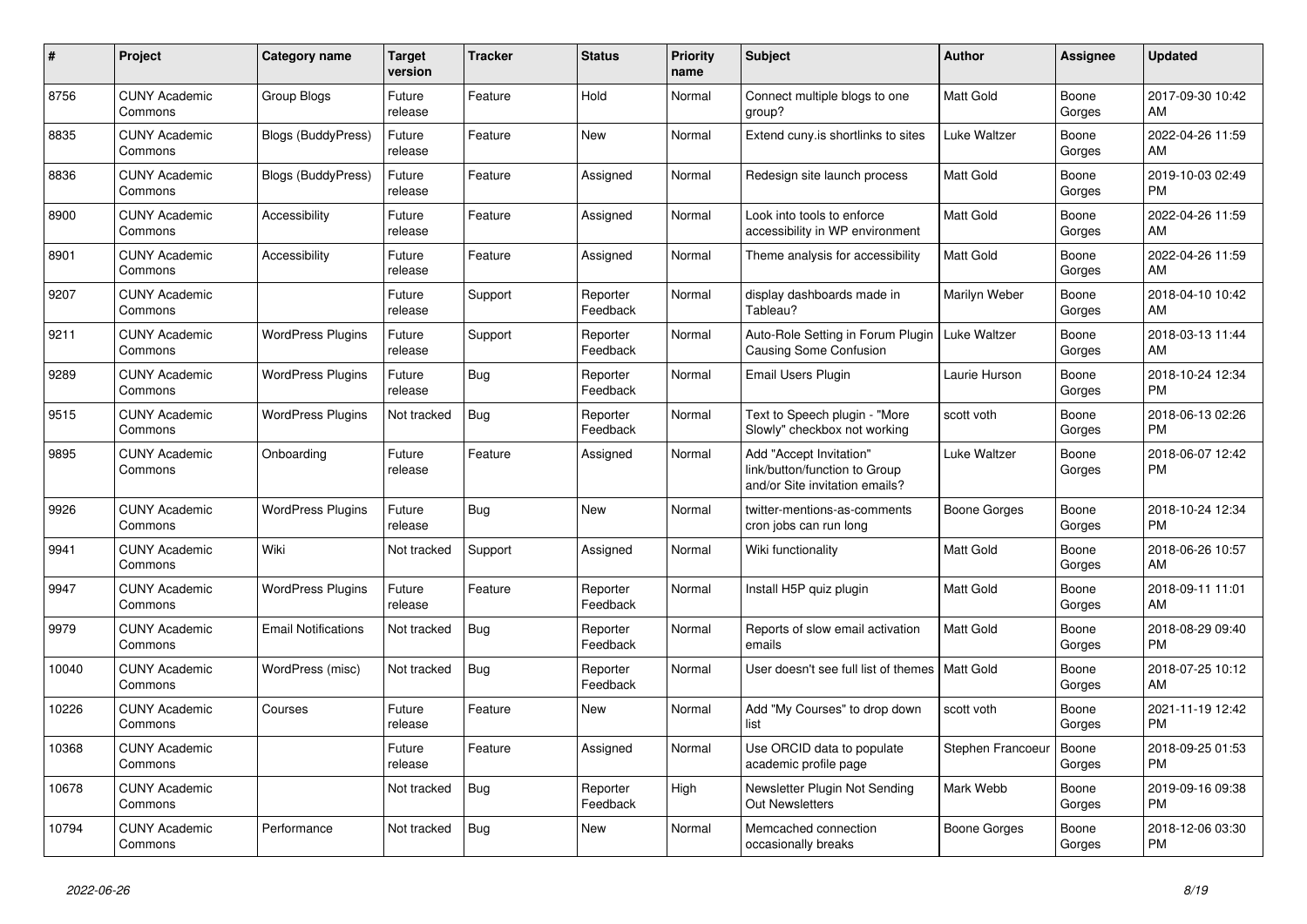| # | Project | Category name | Target version | Tracker | Status | Priority name | Subject | Author | Assignee | Updated |
|---|---|---|---|---|---|---|---|---|---|---|
| 8756 | CUNY Academic Commons | Group Blogs | Future release | Feature | Hold | Normal | Connect multiple blogs to one group? | Matt Gold | Boone Gorges | 2017-09-30 10:42 AM |
| 8835 | CUNY Academic Commons | Blogs (BuddyPress) | Future release | Feature | New | Normal | Extend cuny.is shortlinks to sites | Luke Waltzer | Boone Gorges | 2022-04-26 11:59 AM |
| 8836 | CUNY Academic Commons | Blogs (BuddyPress) | Future release | Feature | Assigned | Normal | Redesign site launch process | Matt Gold | Boone Gorges | 2019-10-03 02:49 PM |
| 8900 | CUNY Academic Commons | Accessibility | Future release | Feature | Assigned | Normal | Look into tools to enforce accessibility in WP environment | Matt Gold | Boone Gorges | 2022-04-26 11:59 AM |
| 8901 | CUNY Academic Commons | Accessibility | Future release | Feature | Assigned | Normal | Theme analysis for accessibility | Matt Gold | Boone Gorges | 2022-04-26 11:59 AM |
| 9207 | CUNY Academic Commons | | Future release | Support | Reporter Feedback | Normal | display dashboards made in Tableau? | Marilyn Weber | Boone Gorges | 2018-04-10 10:42 AM |
| 9211 | CUNY Academic Commons | WordPress Plugins | Future release | Support | Reporter Feedback | Normal | Auto-Role Setting in Forum Plugin Causing Some Confusion | Luke Waltzer | Boone Gorges | 2018-03-13 11:44 AM |
| 9289 | CUNY Academic Commons | WordPress Plugins | Future release | Bug | Reporter Feedback | Normal | Email Users Plugin | Laurie Hurson | Boone Gorges | 2018-10-24 12:34 PM |
| 9515 | CUNY Academic Commons | WordPress Plugins | Not tracked | Bug | Reporter Feedback | Normal | Text to Speech plugin - "More Slowly" checkbox not working | scott voth | Boone Gorges | 2018-06-13 02:26 PM |
| 9895 | CUNY Academic Commons | Onboarding | Future release | Feature | Assigned | Normal | Add "Accept Invitation" link/button/function to Group and/or Site invitation emails? | Luke Waltzer | Boone Gorges | 2018-06-07 12:42 PM |
| 9926 | CUNY Academic Commons | WordPress Plugins | Future release | Bug | New | Normal | twitter-mentions-as-comments cron jobs can run long | Boone Gorges | Boone Gorges | 2018-10-24 12:34 PM |
| 9941 | CUNY Academic Commons | Wiki | Not tracked | Support | Assigned | Normal | Wiki functionality | Matt Gold | Boone Gorges | 2018-06-26 10:57 AM |
| 9947 | CUNY Academic Commons | WordPress Plugins | Future release | Feature | Reporter Feedback | Normal | Install H5P quiz plugin | Matt Gold | Boone Gorges | 2018-09-11 11:01 AM |
| 9979 | CUNY Academic Commons | Email Notifications | Not tracked | Bug | Reporter Feedback | Normal | Reports of slow email activation emails | Matt Gold | Boone Gorges | 2018-08-29 09:40 PM |
| 10040 | CUNY Academic Commons | WordPress (misc) | Not tracked | Bug | Reporter Feedback | Normal | User doesn't see full list of themes | Matt Gold | Boone Gorges | 2018-07-25 10:12 AM |
| 10226 | CUNY Academic Commons | Courses | Future release | Feature | New | Normal | Add "My Courses" to drop down list | scott voth | Boone Gorges | 2021-11-19 12:42 PM |
| 10368 | CUNY Academic Commons | | Future release | Feature | Assigned | Normal | Use ORCID data to populate academic profile page | Stephen Francoeur | Boone Gorges | 2018-09-25 01:53 PM |
| 10678 | CUNY Academic Commons | | Not tracked | Bug | Reporter Feedback | High | Newsletter Plugin Not Sending Out Newsletters | Mark Webb | Boone Gorges | 2019-09-16 09:38 PM |
| 10794 | CUNY Academic Commons | Performance | Not tracked | Bug | New | Normal | Memcached connection occasionally breaks | Boone Gorges | Boone Gorges | 2018-12-06 03:30 PM |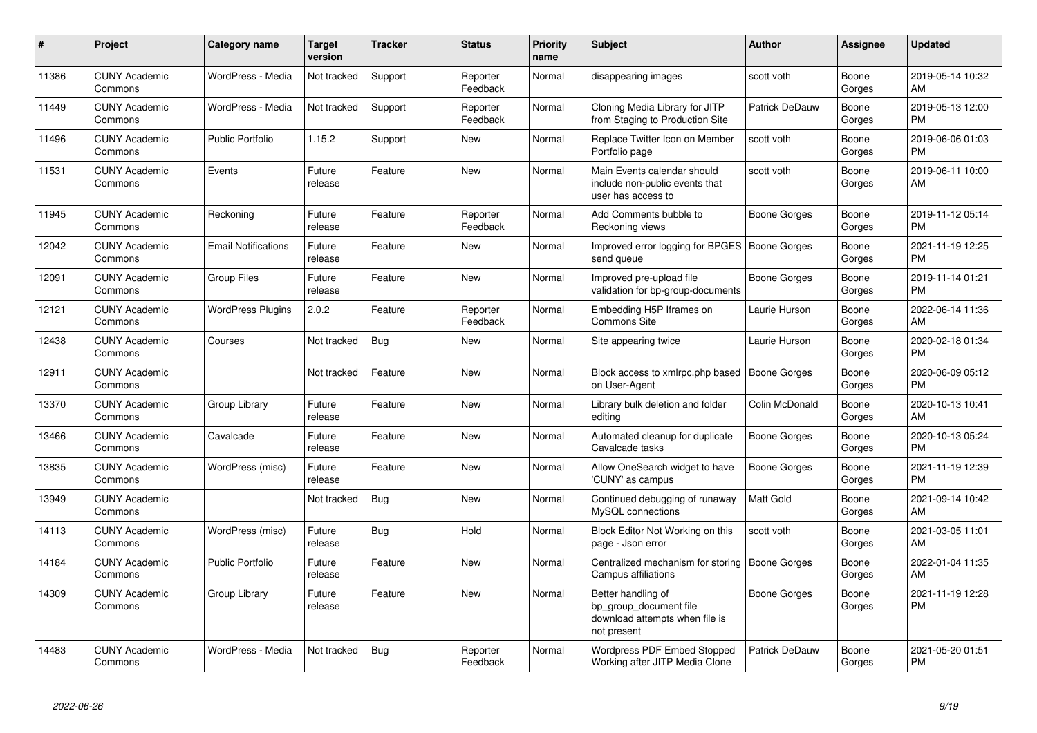| # | Project | Category name | Target version | Tracker | Status | Priority name | Subject | Author | Assignee | Updated |
|---|---|---|---|---|---|---|---|---|---|---|
| 11386 | CUNY Academic Commons | WordPress - Media | Not tracked | Support | Reporter Feedback | Normal | disappearing images | scott voth | Boone Gorges | 2019-05-14 10:32 AM |
| 11449 | CUNY Academic Commons | WordPress - Media | Not tracked | Support | Reporter Feedback | Normal | Cloning Media Library for JITP from Staging to Production Site | Patrick DeDauw | Boone Gorges | 2019-05-13 12:00 PM |
| 11496 | CUNY Academic Commons | Public Portfolio | 1.15.2 | Support | New | Normal | Replace Twitter Icon on Member Portfolio page | scott voth | Boone Gorges | 2019-06-06 01:03 PM |
| 11531 | CUNY Academic Commons | Events | Future release | Feature | New | Normal | Main Events calendar should include non-public events that user has access to | scott voth | Boone Gorges | 2019-06-11 10:00 AM |
| 11945 | CUNY Academic Commons | Reckoning | Future release | Feature | Reporter Feedback | Normal | Add Comments bubble to Reckoning views | Boone Gorges | Boone Gorges | 2019-11-12 05:14 PM |
| 12042 | CUNY Academic Commons | Email Notifications | Future release | Feature | New | Normal | Improved error logging for BPGES send queue | Boone Gorges | Boone Gorges | 2021-11-19 12:25 PM |
| 12091 | CUNY Academic Commons | Group Files | Future release | Feature | New | Normal | Improved pre-upload file validation for bp-group-documents | Boone Gorges | Boone Gorges | 2019-11-14 01:21 PM |
| 12121 | CUNY Academic Commons | WordPress Plugins | 2.0.2 | Feature | Reporter Feedback | Normal | Embedding H5P Iframes on Commons Site | Laurie Hurson | Boone Gorges | 2022-06-14 11:36 AM |
| 12438 | CUNY Academic Commons | Courses | Not tracked | Bug | New | Normal | Site appearing twice | Laurie Hurson | Boone Gorges | 2020-02-18 01:34 PM |
| 12911 | CUNY Academic Commons | | Not tracked | Feature | New | Normal | Block access to xmlrpc.php based on User-Agent | Boone Gorges | Boone Gorges | 2020-06-09 05:12 PM |
| 13370 | CUNY Academic Commons | Group Library | Future release | Feature | New | Normal | Library bulk deletion and folder editing | Colin McDonald | Boone Gorges | 2020-10-13 10:41 AM |
| 13466 | CUNY Academic Commons | Cavalcade | Future release | Feature | New | Normal | Automated cleanup for duplicate Cavalcade tasks | Boone Gorges | Boone Gorges | 2020-10-13 05:24 PM |
| 13835 | CUNY Academic Commons | WordPress (misc) | Future release | Feature | New | Normal | Allow OneSearch widget to have 'CUNY' as campus | Boone Gorges | Boone Gorges | 2021-11-19 12:39 PM |
| 13949 | CUNY Academic Commons | | Not tracked | Bug | New | Normal | Continued debugging of runaway MySQL connections | Matt Gold | Boone Gorges | 2021-09-14 10:42 AM |
| 14113 | CUNY Academic Commons | WordPress (misc) | Future release | Bug | Hold | Normal | Block Editor Not Working on this page - Json error | scott voth | Boone Gorges | 2021-03-05 11:01 AM |
| 14184 | CUNY Academic Commons | Public Portfolio | Future release | Feature | New | Normal | Centralized mechanism for storing Campus affiliations | Boone Gorges | Boone Gorges | 2022-01-04 11:35 AM |
| 14309 | CUNY Academic Commons | Group Library | Future release | Feature | New | Normal | Better handling of bp_group_document file download attempts when file is not present | Boone Gorges | Boone Gorges | 2021-11-19 12:28 PM |
| 14483 | CUNY Academic Commons | WordPress - Media | Not tracked | Bug | Reporter Feedback | Normal | Wordpress PDF Embed Stopped Working after JITP Media Clone | Patrick DeDauw | Boone Gorges | 2021-05-20 01:51 PM |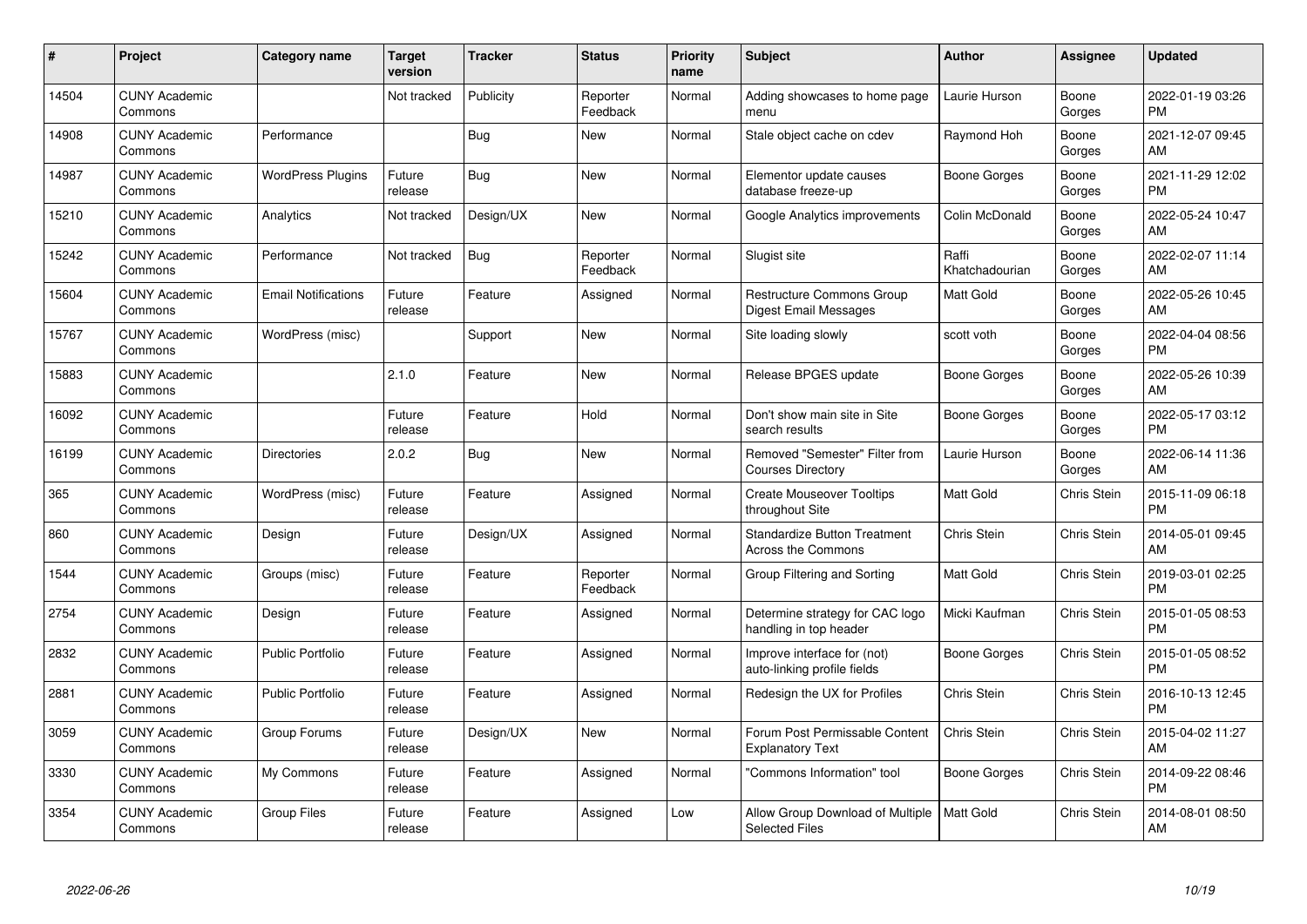| # | Project | Category name | Target version | Tracker | Status | Priority name | Subject | Author | Assignee | Updated |
|---|---|---|---|---|---|---|---|---|---|---|
| 14504 | CUNY Academic Commons | | Not tracked | Publicity | Reporter Feedback | Normal | Adding showcases to home page menu | Laurie Hurson | Boone Gorges | 2022-01-19 03:26 PM |
| 14908 | CUNY Academic Commons | Performance | | Bug | New | Normal | Stale object cache on cdev | Raymond Hoh | Boone Gorges | 2021-12-07 09:45 AM |
| 14987 | CUNY Academic Commons | WordPress Plugins | Future release | Bug | New | Normal | Elementor update causes database freeze-up | Boone Gorges | Boone Gorges | 2021-11-29 12:02 PM |
| 15210 | CUNY Academic Commons | Analytics | Not tracked | Design/UX | New | Normal | Google Analytics improvements | Colin McDonald | Boone Gorges | 2022-05-24 10:47 AM |
| 15242 | CUNY Academic Commons | Performance | Not tracked | Bug | Reporter Feedback | Normal | Slugist site | Raffi Khatchadourian | Boone Gorges | 2022-02-07 11:14 AM |
| 15604 | CUNY Academic Commons | Email Notifications | Future release | Feature | Assigned | Normal | Restructure Commons Group Digest Email Messages | Matt Gold | Boone Gorges | 2022-05-26 10:45 AM |
| 15767 | CUNY Academic Commons | WordPress (misc) | | Support | New | Normal | Site loading slowly | scott voth | Boone Gorges | 2022-04-04 08:56 PM |
| 15883 | CUNY Academic Commons | | 2.1.0 | Feature | New | Normal | Release BPGES update | Boone Gorges | Boone Gorges | 2022-05-26 10:39 AM |
| 16092 | CUNY Academic Commons | | Future release | Feature | Hold | Normal | Don't show main site in Site search results | Boone Gorges | Boone Gorges | 2022-05-17 03:12 PM |
| 16199 | CUNY Academic Commons | Directories | 2.0.2 | Bug | New | Normal | Removed "Semester" Filter from Courses Directory | Laurie Hurson | Boone Gorges | 2022-06-14 11:36 AM |
| 365 | CUNY Academic Commons | WordPress (misc) | Future release | Feature | Assigned | Normal | Create Mouseover Tooltips throughout Site | Matt Gold | Chris Stein | 2015-11-09 06:18 PM |
| 860 | CUNY Academic Commons | Design | Future release | Design/UX | Assigned | Normal | Standardize Button Treatment Across the Commons | Chris Stein | Chris Stein | 2014-05-01 09:45 AM |
| 1544 | CUNY Academic Commons | Groups (misc) | Future release | Feature | Reporter Feedback | Normal | Group Filtering and Sorting | Matt Gold | Chris Stein | 2019-03-01 02:25 PM |
| 2754 | CUNY Academic Commons | Design | Future release | Feature | Assigned | Normal | Determine strategy for CAC logo handling in top header | Micki Kaufman | Chris Stein | 2015-01-05 08:53 PM |
| 2832 | CUNY Academic Commons | Public Portfolio | Future release | Feature | Assigned | Normal | Improve interface for (not) auto-linking profile fields | Boone Gorges | Chris Stein | 2015-01-05 08:52 PM |
| 2881 | CUNY Academic Commons | Public Portfolio | Future release | Feature | Assigned | Normal | Redesign the UX for Profiles | Chris Stein | Chris Stein | 2016-10-13 12:45 PM |
| 3059 | CUNY Academic Commons | Group Forums | Future release | Design/UX | New | Normal | Forum Post Permissable Content Explanatory Text | Chris Stein | Chris Stein | 2015-04-02 11:27 AM |
| 3330 | CUNY Academic Commons | My Commons | Future release | Feature | Assigned | Normal | "Commons Information" tool | Boone Gorges | Chris Stein | 2014-09-22 08:46 PM |
| 3354 | CUNY Academic Commons | Group Files | Future release | Feature | Assigned | Low | Allow Group Download of Multiple Selected Files | Matt Gold | Chris Stein | 2014-08-01 08:50 AM |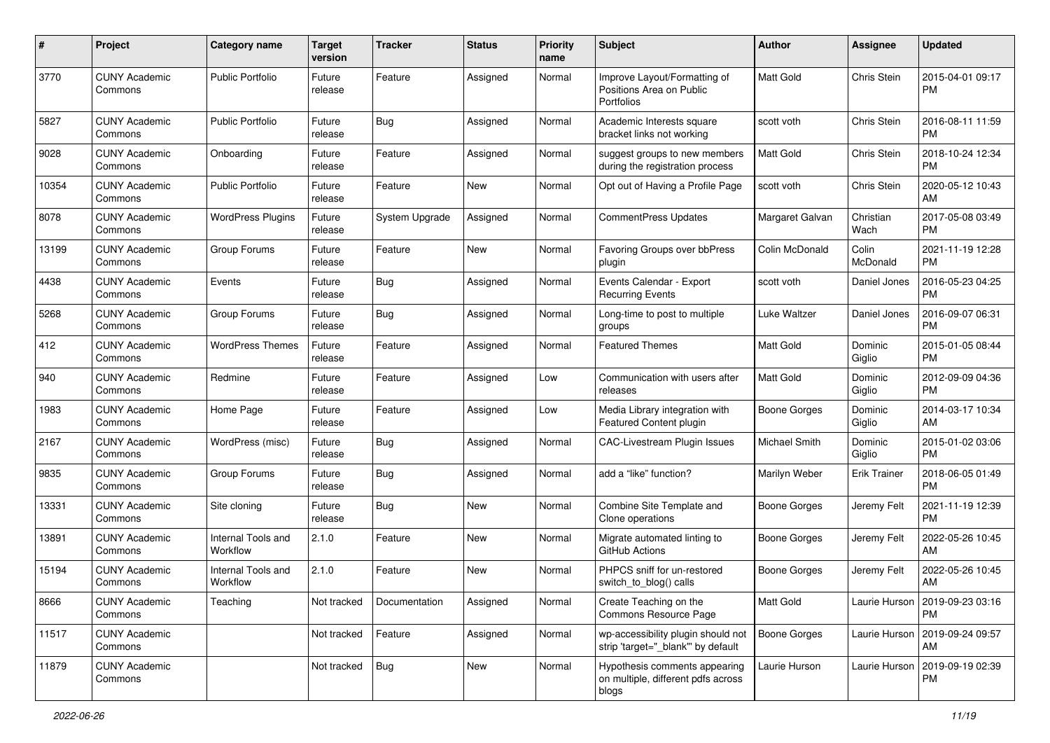| # | Project | Category name | Target version | Tracker | Status | Priority name | Subject | Author | Assignee | Updated |
|---|---|---|---|---|---|---|---|---|---|---|
| 3770 | CUNY Academic Commons | Public Portfolio | Future release | Feature | Assigned | Normal | Improve Layout/Formatting of Positions Area on Public Portfolios | Matt Gold | Chris Stein | 2015-04-01 09:17 PM |
| 5827 | CUNY Academic Commons | Public Portfolio | Future release | Bug | Assigned | Normal | Academic Interests square bracket links not working | scott voth | Chris Stein | 2016-08-11 11:59 PM |
| 9028 | CUNY Academic Commons | Onboarding | Future release | Feature | Assigned | Normal | suggest groups to new members during the registration process | Matt Gold | Chris Stein | 2018-10-24 12:34 PM |
| 10354 | CUNY Academic Commons | Public Portfolio | Future release | Feature | New | Normal | Opt out of Having a Profile Page | scott voth | Chris Stein | 2020-05-12 10:43 AM |
| 8078 | CUNY Academic Commons | WordPress Plugins | Future release | System Upgrade | Assigned | Normal | CommentPress Updates | Margaret Galvan | Christian Wach | 2017-05-08 03:49 PM |
| 13199 | CUNY Academic Commons | Group Forums | Future release | Feature | New | Normal | Favoring Groups over bbPress plugin | Colin McDonald | Colin McDonald | 2021-11-19 12:28 PM |
| 4438 | CUNY Academic Commons | Events | Future release | Bug | Assigned | Normal | Events Calendar - Export Recurring Events | scott voth | Daniel Jones | 2016-05-23 04:25 PM |
| 5268 | CUNY Academic Commons | Group Forums | Future release | Bug | Assigned | Normal | Long-time to post to multiple groups | Luke Waltzer | Daniel Jones | 2016-09-07 06:31 PM |
| 412 | CUNY Academic Commons | WordPress Themes | Future release | Feature | Assigned | Normal | Featured Themes | Matt Gold | Dominic Giglio | 2015-01-05 08:44 PM |
| 940 | CUNY Academic Commons | Redmine | Future release | Feature | Assigned | Low | Communication with users after releases | Matt Gold | Dominic Giglio | 2012-09-09 04:36 PM |
| 1983 | CUNY Academic Commons | Home Page | Future release | Feature | Assigned | Low | Media Library integration with Featured Content plugin | Boone Gorges | Dominic Giglio | 2014-03-17 10:34 AM |
| 2167 | CUNY Academic Commons | WordPress (misc) | Future release | Bug | Assigned | Normal | CAC-Livestream Plugin Issues | Michael Smith | Dominic Giglio | 2015-01-02 03:06 PM |
| 9835 | CUNY Academic Commons | Group Forums | Future release | Bug | Assigned | Normal | add a "like" function? | Marilyn Weber | Erik Trainer | 2018-06-05 01:49 PM |
| 13331 | CUNY Academic Commons | Site cloning | Future release | Bug | New | Normal | Combine Site Template and Clone operations | Boone Gorges | Jeremy Felt | 2021-11-19 12:39 PM |
| 13891 | CUNY Academic Commons | Internal Tools and Workflow | 2.1.0 | Feature | New | Normal | Migrate automated linting to GitHub Actions | Boone Gorges | Jeremy Felt | 2022-05-26 10:45 AM |
| 15194 | CUNY Academic Commons | Internal Tools and Workflow | 2.1.0 | Feature | New | Normal | PHPCS sniff for un-restored switch_to_blog() calls | Boone Gorges | Jeremy Felt | 2022-05-26 10:45 AM |
| 8666 | CUNY Academic Commons | Teaching | Not tracked | Documentation | Assigned | Normal | Create Teaching on the Commons Resource Page | Matt Gold | Laurie Hurson | 2019-09-23 03:16 PM |
| 11517 | CUNY Academic Commons | | Not tracked | Feature | Assigned | Normal | wp-accessibility plugin should not strip 'target="_blank"' by default | Boone Gorges | Laurie Hurson | 2019-09-24 09:57 AM |
| 11879 | CUNY Academic Commons | | Not tracked | Bug | New | Normal | Hypothesis comments appearing on multiple, different pdfs across blogs | Laurie Hurson | Laurie Hurson | 2019-09-19 02:39 PM |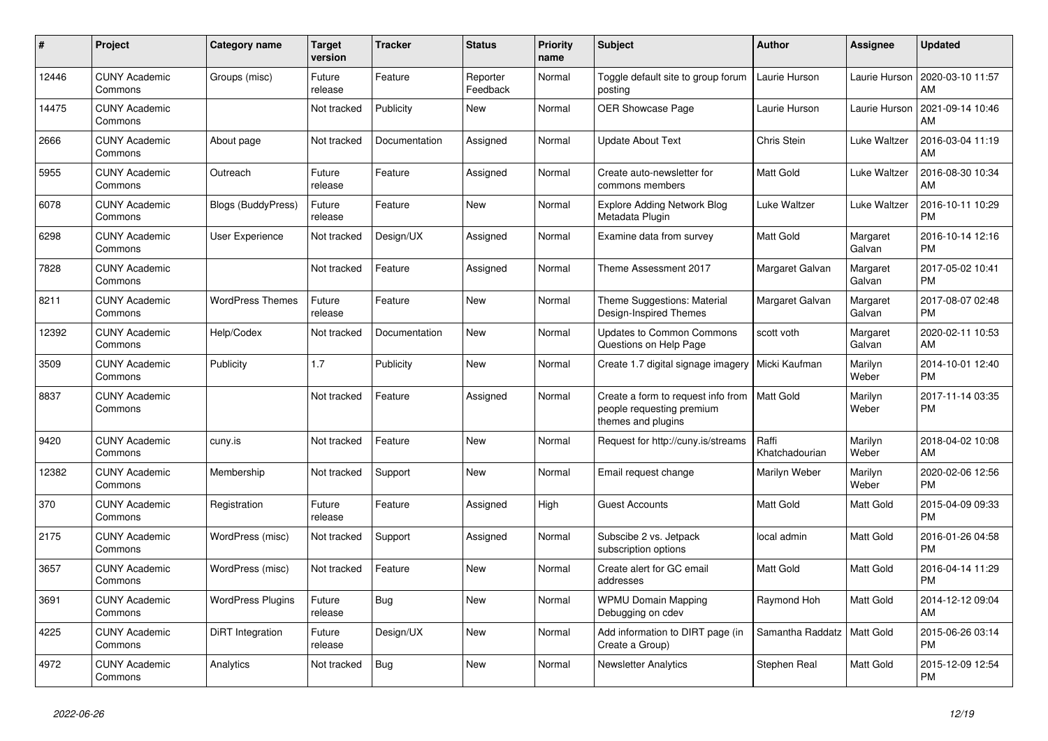| # | Project | Category name | Target version | Tracker | Status | Priority name | Subject | Author | Assignee | Updated |
|---|---|---|---|---|---|---|---|---|---|---|
| 12446 | CUNY Academic Commons | Groups (misc) | Future release | Feature | Reporter Feedback | Normal | Toggle default site to group forum posting | Laurie Hurson | Laurie Hurson | 2020-03-10 11:57 AM |
| 14475 | CUNY Academic Commons | | Not tracked | Publicity | New | Normal | OER Showcase Page | Laurie Hurson | Laurie Hurson | 2021-09-14 10:46 AM |
| 2666 | CUNY Academic Commons | About page | Not tracked | Documentation | Assigned | Normal | Update About Text | Chris Stein | Luke Waltzer | 2016-03-04 11:19 AM |
| 5955 | CUNY Academic Commons | Outreach | Future release | Feature | Assigned | Normal | Create auto-newsletter for commons members | Matt Gold | Luke Waltzer | 2016-08-30 10:34 AM |
| 6078 | CUNY Academic Commons | Blogs (BuddyPress) | Future release | Feature | New | Normal | Explore Adding Network Blog Metadata Plugin | Luke Waltzer | Luke Waltzer | 2016-10-11 10:29 PM |
| 6298 | CUNY Academic Commons | User Experience | Not tracked | Design/UX | Assigned | Normal | Examine data from survey | Matt Gold | Margaret Galvan | 2016-10-14 12:16 PM |
| 7828 | CUNY Academic Commons | | Not tracked | Feature | Assigned | Normal | Theme Assessment 2017 | Margaret Galvan | Margaret Galvan | 2017-05-02 10:41 PM |
| 8211 | CUNY Academic Commons | WordPress Themes | Future release | Feature | New | Normal | Theme Suggestions: Material Design-Inspired Themes | Margaret Galvan | Margaret Galvan | 2017-08-07 02:48 PM |
| 12392 | CUNY Academic Commons | Help/Codex | Not tracked | Documentation | New | Normal | Updates to Common Commons Questions on Help Page | scott voth | Margaret Galvan | 2020-02-11 10:53 AM |
| 3509 | CUNY Academic Commons | Publicity | 1.7 | Publicity | New | Normal | Create 1.7 digital signage imagery | Micki Kaufman | Marilyn Weber | 2014-10-01 12:40 PM |
| 8837 | CUNY Academic Commons | | Not tracked | Feature | Assigned | Normal | Create a form to request info from people requesting premium themes and plugins | Matt Gold | Marilyn Weber | 2017-11-14 03:35 PM |
| 9420 | CUNY Academic Commons | cuny.is | Not tracked | Feature | New | Normal | Request for http://cuny.is/streams | Raffi Khatchadourian | Marilyn Weber | 2018-04-02 10:08 AM |
| 12382 | CUNY Academic Commons | Membership | Not tracked | Support | New | Normal | Email request change | Marilyn Weber | Marilyn Weber | 2020-02-06 12:56 PM |
| 370 | CUNY Academic Commons | Registration | Future release | Feature | Assigned | High | Guest Accounts | Matt Gold | Matt Gold | 2015-04-09 09:33 PM |
| 2175 | CUNY Academic Commons | WordPress (misc) | Not tracked | Support | Assigned | Normal | Subscibe 2 vs. Jetpack subscription options | local admin | Matt Gold | 2016-01-26 04:58 PM |
| 3657 | CUNY Academic Commons | WordPress (misc) | Not tracked | Feature | New | Normal | Create alert for GC email addresses | Matt Gold | Matt Gold | 2016-04-14 11:29 PM |
| 3691 | CUNY Academic Commons | WordPress Plugins | Future release | Bug | New | Normal | WPMU Domain Mapping Debugging on cdev | Raymond Hoh | Matt Gold | 2014-12-12 09:04 AM |
| 4225 | CUNY Academic Commons | DiRT Integration | Future release | Design/UX | New | Normal | Add information to DIRT page (in Create a Group) | Samantha Raddatz | Matt Gold | 2015-06-26 03:14 PM |
| 4972 | CUNY Academic Commons | Analytics | Not tracked | Bug | New | Normal | Newsletter Analytics | Stephen Real | Matt Gold | 2015-12-09 12:54 PM |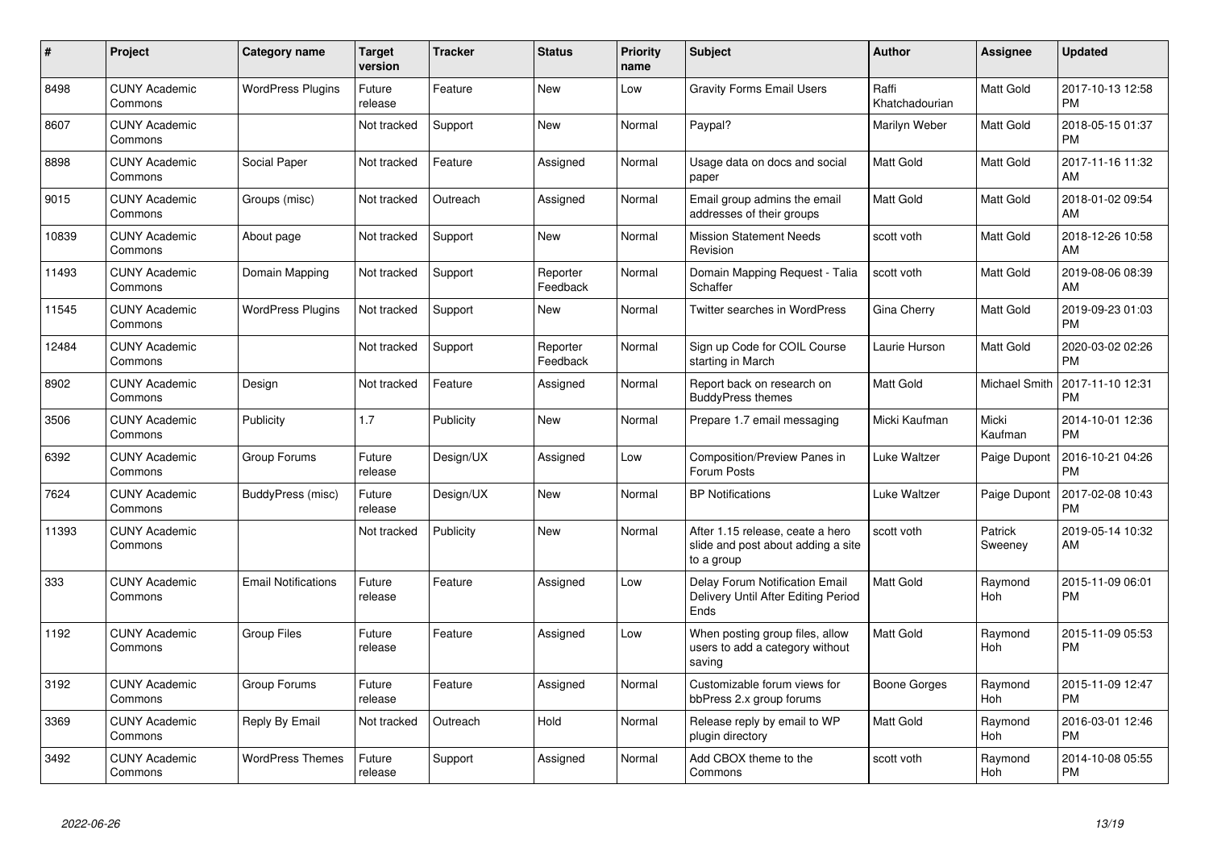| # | Project | Category name | Target version | Tracker | Status | Priority name | Subject | Author | Assignee | Updated |
|---|---|---|---|---|---|---|---|---|---|---|
| 8498 | CUNY Academic Commons | WordPress Plugins | Future release | Feature | New | Low | Gravity Forms Email Users | Raffi Khatchadourian | Matt Gold | 2017-10-13 12:58 PM |
| 8607 | CUNY Academic Commons | | Not tracked | Support | New | Normal | Paypal? | Marilyn Weber | Matt Gold | 2018-05-15 01:37 PM |
| 8898 | CUNY Academic Commons | Social Paper | Not tracked | Feature | Assigned | Normal | Usage data on docs and social paper | Matt Gold | Matt Gold | 2017-11-16 11:32 AM |
| 9015 | CUNY Academic Commons | Groups (misc) | Not tracked | Outreach | Assigned | Normal | Email group admins the email addresses of their groups | Matt Gold | Matt Gold | 2018-01-02 09:54 AM |
| 10839 | CUNY Academic Commons | About page | Not tracked | Support | New | Normal | Mission Statement Needs Revision | scott voth | Matt Gold | 2018-12-26 10:58 AM |
| 11493 | CUNY Academic Commons | Domain Mapping | Not tracked | Support | Reporter Feedback | Normal | Domain Mapping Request - Talia Schaffer | scott voth | Matt Gold | 2019-08-06 08:39 AM |
| 11545 | CUNY Academic Commons | WordPress Plugins | Not tracked | Support | New | Normal | Twitter searches in WordPress | Gina Cherry | Matt Gold | 2019-09-23 01:03 PM |
| 12484 | CUNY Academic Commons | | Not tracked | Support | Reporter Feedback | Normal | Sign up Code for COIL Course starting in March | Laurie Hurson | Matt Gold | 2020-03-02 02:26 PM |
| 8902 | CUNY Academic Commons | Design | Not tracked | Feature | Assigned | Normal | Report back on research on BuddyPress themes | Matt Gold | Michael Smith | 2017-11-10 12:31 PM |
| 3506 | CUNY Academic Commons | Publicity | 1.7 | Publicity | New | Normal | Prepare 1.7 email messaging | Micki Kaufman | Micki Kaufman | 2014-10-01 12:36 PM |
| 6392 | CUNY Academic Commons | Group Forums | Future release | Design/UX | Assigned | Low | Composition/Preview Panes in Forum Posts | Luke Waltzer | Paige Dupont | 2016-10-21 04:26 PM |
| 7624 | CUNY Academic Commons | BuddyPress (misc) | Future release | Design/UX | New | Normal | BP Notifications | Luke Waltzer | Paige Dupont | 2017-02-08 10:43 PM |
| 11393 | CUNY Academic Commons | | Not tracked | Publicity | New | Normal | After 1.15 release, ceate a hero slide and post about adding a site to a group | scott voth | Patrick Sweeney | 2019-05-14 10:32 AM |
| 333 | CUNY Academic Commons | Email Notifications | Future release | Feature | Assigned | Low | Delay Forum Notification Email Delivery Until After Editing Period Ends | Matt Gold | Raymond Hoh | 2015-11-09 06:01 PM |
| 1192 | CUNY Academic Commons | Group Files | Future release | Feature | Assigned | Low | When posting group files, allow users to add a category without saving | Matt Gold | Raymond Hoh | 2015-11-09 05:53 PM |
| 3192 | CUNY Academic Commons | Group Forums | Future release | Feature | Assigned | Normal | Customizable forum views for bbPress 2.x group forums | Boone Gorges | Raymond Hoh | 2015-11-09 12:47 PM |
| 3369 | CUNY Academic Commons | Reply By Email | Not tracked | Outreach | Hold | Normal | Release reply by email to WP plugin directory | Matt Gold | Raymond Hoh | 2016-03-01 12:46 PM |
| 3492 | CUNY Academic Commons | WordPress Themes | Future release | Support | Assigned | Normal | Add CBOX theme to the Commons | scott voth | Raymond Hoh | 2014-10-08 05:55 PM |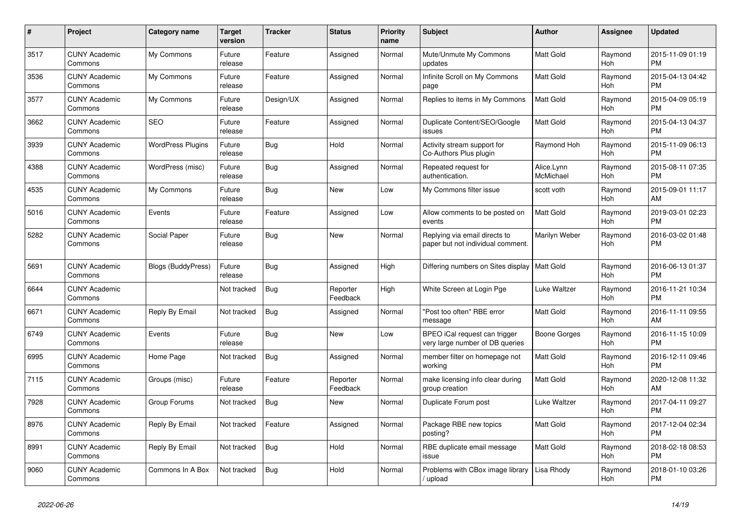| # | Project | Category name | Target version | Tracker | Status | Priority name | Subject | Author | Assignee | Updated |
|---|---|---|---|---|---|---|---|---|---|---|
| 3517 | CUNY Academic Commons | My Commons | Future release | Feature | Assigned | Normal | Mute/Unmute My Commons updates | Matt Gold | Raymond Hoh | 2015-11-09 01:19 PM |
| 3536 | CUNY Academic Commons | My Commons | Future release | Feature | Assigned | Normal | Infinite Scroll on My Commons page | Matt Gold | Raymond Hoh | 2015-04-13 04:42 PM |
| 3577 | CUNY Academic Commons | My Commons | Future release | Design/UX | Assigned | Normal | Replies to items in My Commons | Matt Gold | Raymond Hoh | 2015-04-09 05:19 PM |
| 3662 | CUNY Academic Commons | SEO | Future release | Feature | Assigned | Normal | Duplicate Content/SEO/Google issues | Matt Gold | Raymond Hoh | 2015-04-13 04:37 PM |
| 3939 | CUNY Academic Commons | WordPress Plugins | Future release | Bug | Hold | Normal | Activity stream support for Co-Authors Plus plugin | Raymond Hoh | Raymond Hoh | 2015-11-09 06:13 PM |
| 4388 | CUNY Academic Commons | WordPress (misc) | Future release | Bug | Assigned | Normal | Repeated request for authentication. | Alice.Lynn McMichael | Raymond Hoh | 2015-08-11 07:35 PM |
| 4535 | CUNY Academic Commons | My Commons | Future release | Bug | New | Low | My Commons filter issue | scott voth | Raymond Hoh | 2015-09-01 11:17 AM |
| 5016 | CUNY Academic Commons | Events | Future release | Feature | Assigned | Low | Allow comments to be posted on events | Matt Gold | Raymond Hoh | 2019-03-01 02:23 PM |
| 5282 | CUNY Academic Commons | Social Paper | Future release | Bug | New | Normal | Replying via email directs to paper but not individual comment. | Marilyn Weber | Raymond Hoh | 2016-03-02 01:48 PM |
| 5691 | CUNY Academic Commons | Blogs (BuddyPress) | Future release | Bug | Assigned | High | Differing numbers on Sites display | Matt Gold | Raymond Hoh | 2016-06-13 01:37 PM |
| 6644 | CUNY Academic Commons | | Not tracked | Bug | Reporter Feedback | High | White Screen at Login Pge | Luke Waltzer | Raymond Hoh | 2016-11-21 10:34 PM |
| 6671 | CUNY Academic Commons | Reply By Email | Not tracked | Bug | Assigned | Normal | "Post too often" RBE error message | Matt Gold | Raymond Hoh | 2016-11-11 09:55 AM |
| 6749 | CUNY Academic Commons | Events | Future release | Bug | New | Low | BPEO iCal request can trigger very large number of DB queries | Boone Gorges | Raymond Hoh | 2016-11-15 10:09 PM |
| 6995 | CUNY Academic Commons | Home Page | Not tracked | Bug | Assigned | Normal | member filter on homepage not working | Matt Gold | Raymond Hoh | 2016-12-11 09:46 PM |
| 7115 | CUNY Academic Commons | Groups (misc) | Future release | Feature | Reporter Feedback | Normal | make licensing info clear during group creation | Matt Gold | Raymond Hoh | 2020-12-08 11:32 AM |
| 7928 | CUNY Academic Commons | Group Forums | Not tracked | Bug | New | Normal | Duplicate Forum post | Luke Waltzer | Raymond Hoh | 2017-04-11 09:27 PM |
| 8976 | CUNY Academic Commons | Reply By Email | Not tracked | Feature | Assigned | Normal | Package RBE new topics posting? | Matt Gold | Raymond Hoh | 2017-12-04 02:34 PM |
| 8991 | CUNY Academic Commons | Reply By Email | Not tracked | Bug | Hold | Normal | RBE duplicate email message issue | Matt Gold | Raymond Hoh | 2018-02-18 08:53 PM |
| 9060 | CUNY Academic Commons | Commons In A Box | Not tracked | Bug | Hold | Normal | Problems with CBox image library / upload | Lisa Rhody | Raymond Hoh | 2018-01-10 03:26 PM |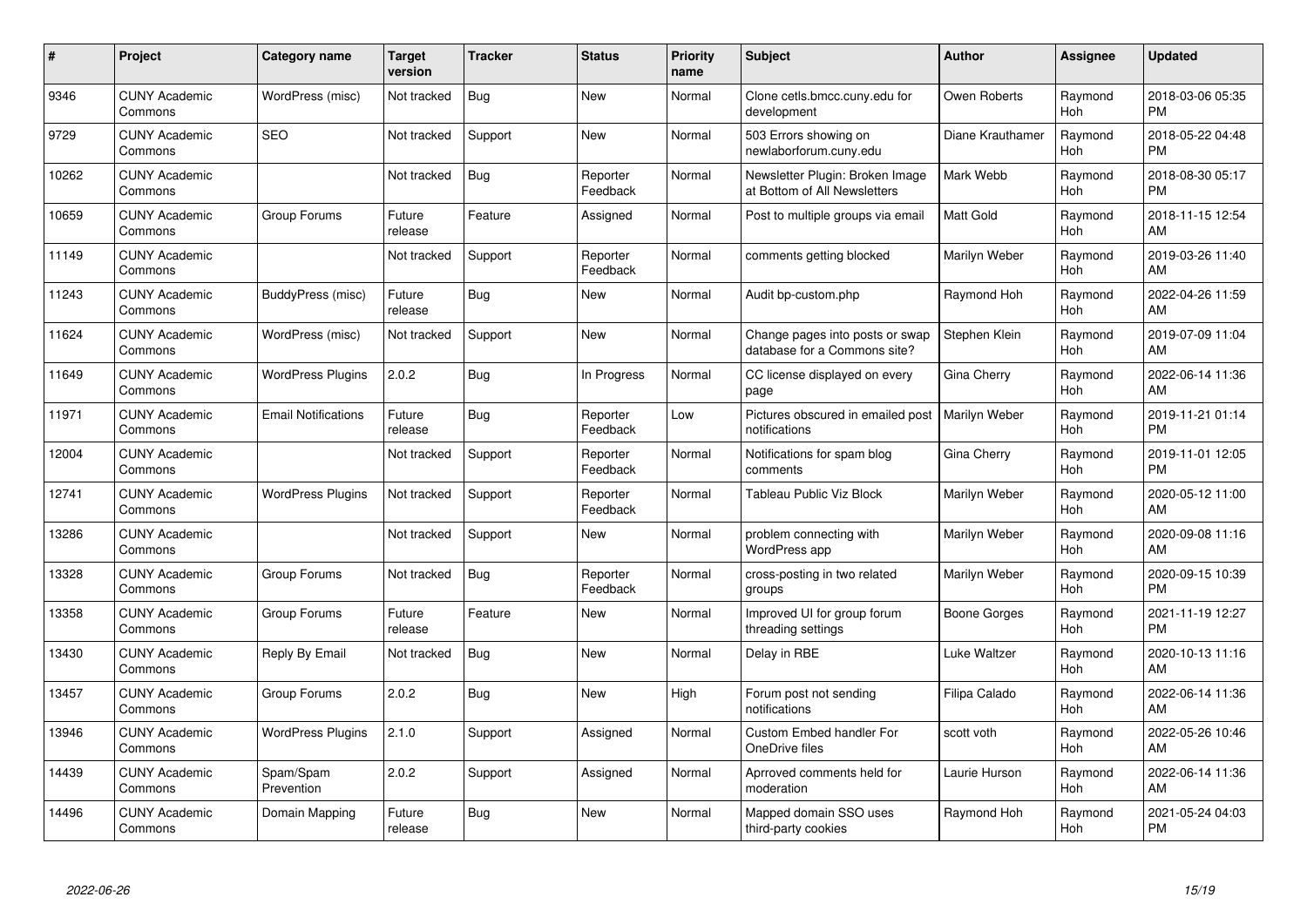| # | Project | Category name | Target version | Tracker | Status | Priority name | Subject | Author | Assignee | Updated |
|---|---|---|---|---|---|---|---|---|---|---|
| 9346 | CUNY Academic Commons | WordPress (misc) | Not tracked | Bug | New | Normal | Clone cetls.bmcc.cuny.edu for development | Owen Roberts | Raymond Hoh | 2018-03-06 05:35 PM |
| 9729 | CUNY Academic Commons | SEO | Not tracked | Support | New | Normal | 503 Errors showing on newlaborforum.cuny.edu | Diane Krauthamer | Raymond Hoh | 2018-05-22 04:48 PM |
| 10262 | CUNY Academic Commons | | Not tracked | Bug | Reporter Feedback | Normal | Newsletter Plugin: Broken Image at Bottom of All Newsletters | Mark Webb | Raymond Hoh | 2018-08-30 05:17 PM |
| 10659 | CUNY Academic Commons | Group Forums | Future release | Feature | Assigned | Normal | Post to multiple groups via email | Matt Gold | Raymond Hoh | 2018-11-15 12:54 AM |
| 11149 | CUNY Academic Commons | | Not tracked | Support | Reporter Feedback | Normal | comments getting blocked | Marilyn Weber | Raymond Hoh | 2019-03-26 11:40 AM |
| 11243 | CUNY Academic Commons | BuddyPress (misc) | Future release | Bug | New | Normal | Audit bp-custom.php | Raymond Hoh | Raymond Hoh | 2022-04-26 11:59 AM |
| 11624 | CUNY Academic Commons | WordPress (misc) | Not tracked | Support | New | Normal | Change pages into posts or swap database for a Commons site? | Stephen Klein | Raymond Hoh | 2019-07-09 11:04 AM |
| 11649 | CUNY Academic Commons | WordPress Plugins | 2.0.2 | Bug | In Progress | Normal | CC license displayed on every page | Gina Cherry | Raymond Hoh | 2022-06-14 11:36 AM |
| 11971 | CUNY Academic Commons | Email Notifications | Future release | Bug | Reporter Feedback | Low | Pictures obscured in emailed post notifications | Marilyn Weber | Raymond Hoh | 2019-11-21 01:14 PM |
| 12004 | CUNY Academic Commons | | Not tracked | Support | Reporter Feedback | Normal | Notifications for spam blog comments | Gina Cherry | Raymond Hoh | 2019-11-01 12:05 PM |
| 12741 | CUNY Academic Commons | WordPress Plugins | Not tracked | Support | Reporter Feedback | Normal | Tableau Public Viz Block | Marilyn Weber | Raymond Hoh | 2020-05-12 11:00 AM |
| 13286 | CUNY Academic Commons | | Not tracked | Support | New | Normal | problem connecting with WordPress app | Marilyn Weber | Raymond Hoh | 2020-09-08 11:16 AM |
| 13328 | CUNY Academic Commons | Group Forums | Not tracked | Bug | Reporter Feedback | Normal | cross-posting in two related groups | Marilyn Weber | Raymond Hoh | 2020-09-15 10:39 PM |
| 13358 | CUNY Academic Commons | Group Forums | Future release | Feature | New | Normal | Improved UI for group forum threading settings | Boone Gorges | Raymond Hoh | 2021-11-19 12:27 PM |
| 13430 | CUNY Academic Commons | Reply By Email | Not tracked | Bug | New | Normal | Delay in RBE | Luke Waltzer | Raymond Hoh | 2020-10-13 11:16 AM |
| 13457 | CUNY Academic Commons | Group Forums | 2.0.2 | Bug | New | High | Forum post not sending notifications | Filipa Calado | Raymond Hoh | 2022-06-14 11:36 AM |
| 13946 | CUNY Academic Commons | WordPress Plugins | 2.1.0 | Support | Assigned | Normal | Custom Embed handler For OneDrive files | scott voth | Raymond Hoh | 2022-05-26 10:46 AM |
| 14439 | CUNY Academic Commons | Spam/Spam Prevention | 2.0.2 | Support | Assigned | Normal | Aprroved comments held for moderation | Laurie Hurson | Raymond Hoh | 2022-06-14 11:36 AM |
| 14496 | CUNY Academic Commons | Domain Mapping | Future release | Bug | New | Normal | Mapped domain SSO uses third-party cookies | Raymond Hoh | Raymond Hoh | 2021-05-24 04:03 PM |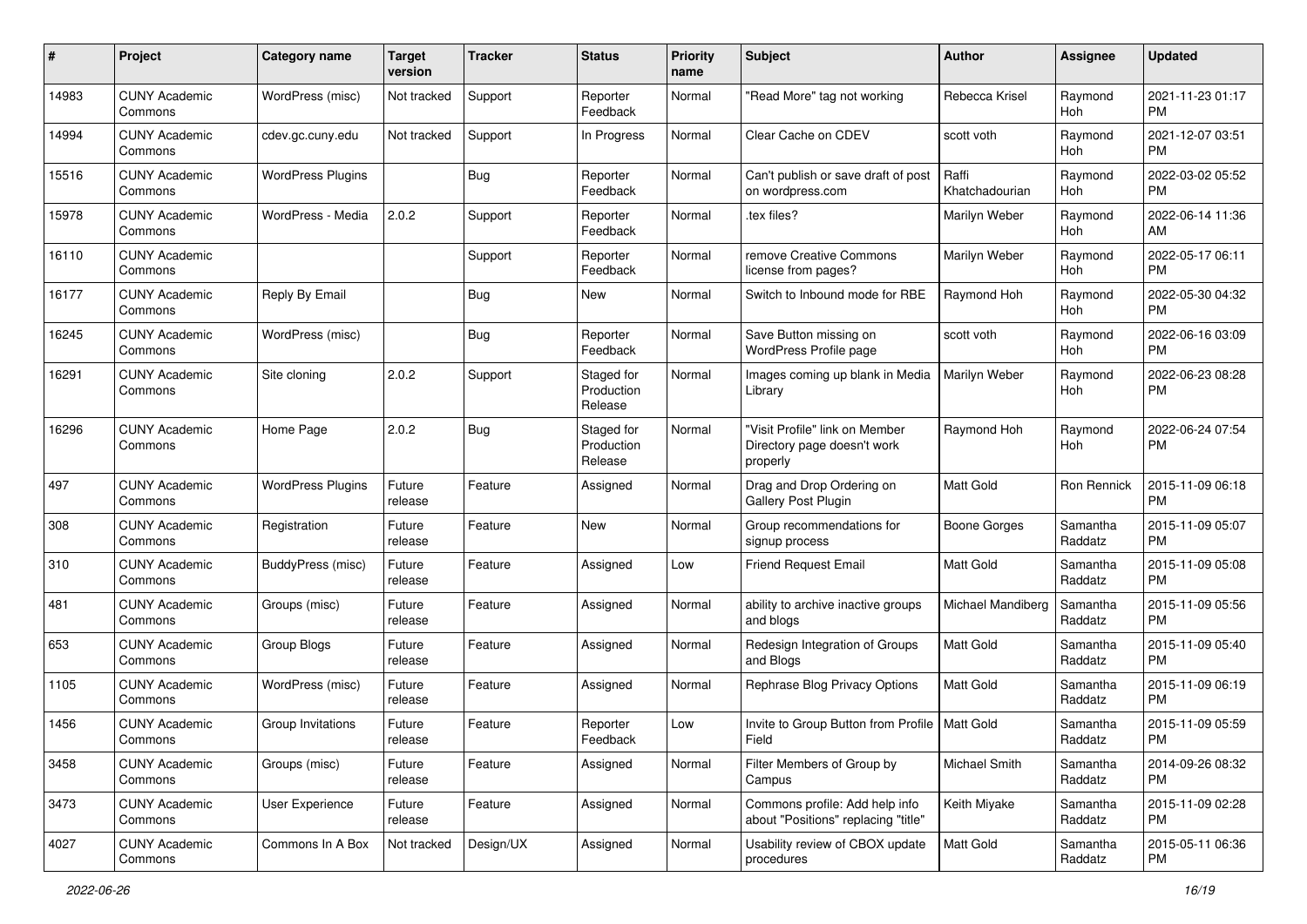| # | Project | Category name | Target version | Tracker | Status | Priority name | Subject | Author | Assignee | Updated |
|---|---|---|---|---|---|---|---|---|---|---|
| 14983 | CUNY Academic Commons | WordPress (misc) | Not tracked | Support | Reporter Feedback | Normal | "Read More" tag not working | Rebecca Krisel | Raymond Hoh | 2021-11-23 01:17 PM |
| 14994 | CUNY Academic Commons | cdev.gc.cuny.edu | Not tracked | Support | In Progress | Normal | Clear Cache on CDEV | scott voth | Raymond Hoh | 2021-12-07 03:51 PM |
| 15516 | CUNY Academic Commons | WordPress Plugins | | Bug | Reporter Feedback | Normal | Can't publish or save draft of post on wordpress.com | Raffi Khatchadourian | Raymond Hoh | 2022-03-02 05:52 PM |
| 15978 | CUNY Academic Commons | WordPress - Media | 2.0.2 | Support | Reporter Feedback | Normal | .tex files? | Marilyn Weber | Raymond Hoh | 2022-06-14 11:36 AM |
| 16110 | CUNY Academic Commons | | | Support | Reporter Feedback | Normal | remove Creative Commons license from pages? | Marilyn Weber | Raymond Hoh | 2022-05-17 06:11 PM |
| 16177 | CUNY Academic Commons | Reply By Email | | Bug | New | Normal | Switch to Inbound mode for RBE | Raymond Hoh | Raymond Hoh | 2022-05-30 04:32 PM |
| 16245 | CUNY Academic Commons | WordPress (misc) | | Bug | Reporter Feedback | Normal | Save Button missing on WordPress Profile page | scott voth | Raymond Hoh | 2022-06-16 03:09 PM |
| 16291 | CUNY Academic Commons | Site cloning | 2.0.2 | Support | Staged for Production Release | Normal | Images coming up blank in Media Library | Marilyn Weber | Raymond Hoh | 2022-06-23 08:28 PM |
| 16296 | CUNY Academic Commons | Home Page | 2.0.2 | Bug | Staged for Production Release | Normal | "Visit Profile" link on Member Directory page doesn't work properly | Raymond Hoh | Raymond Hoh | 2022-06-24 07:54 PM |
| 497 | CUNY Academic Commons | WordPress Plugins | Future release | Feature | Assigned | Normal | Drag and Drop Ordering on Gallery Post Plugin | Matt Gold | Ron Rennick | 2015-11-09 06:18 PM |
| 308 | CUNY Academic Commons | Registration | Future release | Feature | New | Normal | Group recommendations for signup process | Boone Gorges | Samantha Raddatz | 2015-11-09 05:07 PM |
| 310 | CUNY Academic Commons | BuddyPress (misc) | Future release | Feature | Assigned | Low | Friend Request Email | Matt Gold | Samantha Raddatz | 2015-11-09 05:08 PM |
| 481 | CUNY Academic Commons | Groups (misc) | Future release | Feature | Assigned | Normal | ability to archive inactive groups and blogs | Michael Mandiberg | Samantha Raddatz | 2015-11-09 05:56 PM |
| 653 | CUNY Academic Commons | Group Blogs | Future release | Feature | Assigned | Normal | Redesign Integration of Groups and Blogs | Matt Gold | Samantha Raddatz | 2015-11-09 05:40 PM |
| 1105 | CUNY Academic Commons | WordPress (misc) | Future release | Feature | Assigned | Normal | Rephrase Blog Privacy Options | Matt Gold | Samantha Raddatz | 2015-11-09 06:19 PM |
| 1456 | CUNY Academic Commons | Group Invitations | Future release | Feature | Reporter Feedback | Low | Invite to Group Button from Profile Field | Matt Gold | Samantha Raddatz | 2015-11-09 05:59 PM |
| 3458 | CUNY Academic Commons | Groups (misc) | Future release | Feature | Assigned | Normal | Filter Members of Group by Campus | Michael Smith | Samantha Raddatz | 2014-09-26 08:32 PM |
| 3473 | CUNY Academic Commons | User Experience | Future release | Feature | Assigned | Normal | Commons profile: Add help info about "Positions" replacing "title" | Keith Miyake | Samantha Raddatz | 2015-11-09 02:28 PM |
| 4027 | CUNY Academic Commons | Commons In A Box | Not tracked | Design/UX | Assigned | Normal | Usability review of CBOX update procedures | Matt Gold | Samantha Raddatz | 2015-05-11 06:36 PM |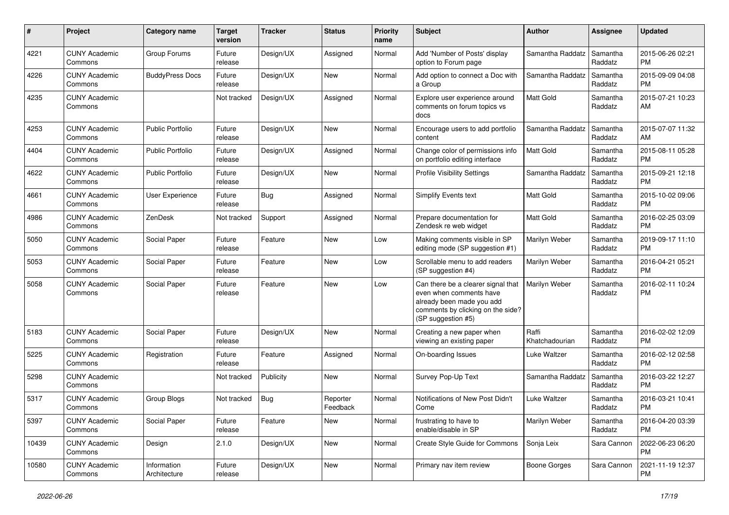| # | Project | Category name | Target version | Tracker | Status | Priority name | Subject | Author | Assignee | Updated |
|---|---|---|---|---|---|---|---|---|---|---|
| 4221 | CUNY Academic Commons | Group Forums | Future release | Design/UX | Assigned | Normal | Add 'Number of Posts' display option to Forum page | Samantha Raddatz | Samantha Raddatz | 2015-06-26 02:21 PM |
| 4226 | CUNY Academic Commons | BuddyPress Docs | Future release | Design/UX | New | Normal | Add option to connect a Doc with a Group | Samantha Raddatz | Samantha Raddatz | 2015-09-09 04:08 PM |
| 4235 | CUNY Academic Commons | | Not tracked | Design/UX | Assigned | Normal | Explore user experience around comments on forum topics vs docs | Matt Gold | Samantha Raddatz | 2015-07-21 10:23 AM |
| 4253 | CUNY Academic Commons | Public Portfolio | Future release | Design/UX | New | Normal | Encourage users to add portfolio content | Samantha Raddatz | Samantha Raddatz | 2015-07-07 11:32 AM |
| 4404 | CUNY Academic Commons | Public Portfolio | Future release | Design/UX | Assigned | Normal | Change color of permissions info on portfolio editing interface | Matt Gold | Samantha Raddatz | 2015-08-11 05:28 PM |
| 4622 | CUNY Academic Commons | Public Portfolio | Future release | Design/UX | New | Normal | Profile Visibility Settings | Samantha Raddatz | Samantha Raddatz | 2015-09-21 12:18 PM |
| 4661 | CUNY Academic Commons | User Experience | Future release | Bug | Assigned | Normal | Simplify Events text | Matt Gold | Samantha Raddatz | 2015-10-02 09:06 PM |
| 4986 | CUNY Academic Commons | ZenDesk | Not tracked | Support | Assigned | Normal | Prepare documentation for Zendesk re web widget | Matt Gold | Samantha Raddatz | 2016-02-25 03:09 PM |
| 5050 | CUNY Academic Commons | Social Paper | Future release | Feature | New | Low | Making comments visible in SP editing mode (SP suggestion #1) | Marilyn Weber | Samantha Raddatz | 2019-09-17 11:10 PM |
| 5053 | CUNY Academic Commons | Social Paper | Future release | Feature | New | Low | Scrollable menu to add readers (SP suggestion #4) | Marilyn Weber | Samantha Raddatz | 2016-04-21 05:21 PM |
| 5058 | CUNY Academic Commons | Social Paper | Future release | Feature | New | Low | Can there be a clearer signal that even when comments have already been made you add comments by clicking on the side? (SP suggestion #5) | Marilyn Weber | Samantha Raddatz | 2016-02-11 10:24 PM |
| 5183 | CUNY Academic Commons | Social Paper | Future release | Design/UX | New | Normal | Creating a new paper when viewing an existing paper | Raffi Khatchadourian | Samantha Raddatz | 2016-02-02 12:09 PM |
| 5225 | CUNY Academic Commons | Registration | Future release | Feature | Assigned | Normal | On-boarding Issues | Luke Waltzer | Samantha Raddatz | 2016-02-12 02:58 PM |
| 5298 | CUNY Academic Commons | | Not tracked | Publicity | New | Normal | Survey Pop-Up Text | Samantha Raddatz | Samantha Raddatz | 2016-03-22 12:27 PM |
| 5317 | CUNY Academic Commons | Group Blogs | Not tracked | Bug | Reporter Feedback | Normal | Notifications of New Post Didn't Come | Luke Waltzer | Samantha Raddatz | 2016-03-21 10:41 PM |
| 5397 | CUNY Academic Commons | Social Paper | Future release | Feature | New | Normal | frustrating to have to enable/disable in SP | Marilyn Weber | Samantha Raddatz | 2016-04-20 03:39 PM |
| 10439 | CUNY Academic Commons | Design | 2.1.0 | Design/UX | New | Normal | Create Style Guide for Commons | Sonja Leix | Sara Cannon | 2022-06-23 06:20 PM |
| 10580 | CUNY Academic Commons | Information Architecture | Future release | Design/UX | New | Normal | Primary nav item review | Boone Gorges | Sara Cannon | 2021-11-19 12:37 PM |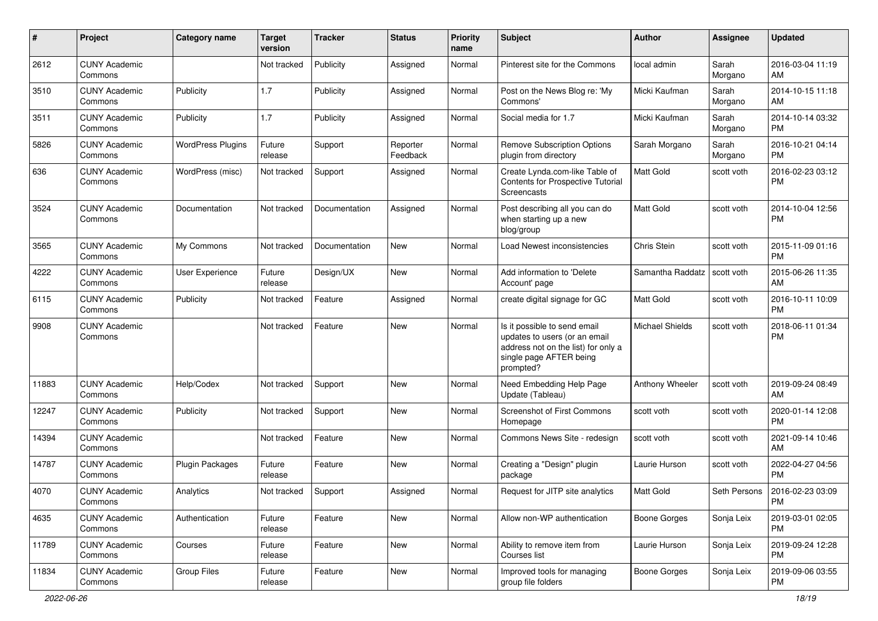| # | Project | Category name | Target version | Tracker | Status | Priority name | Subject | Author | Assignee | Updated |
|---|---|---|---|---|---|---|---|---|---|---|
| 2612 | CUNY Academic Commons | | Not tracked | Publicity | Assigned | Normal | Pinterest site for the Commons | local admin | Sarah Morgano | 2016-03-04 11:19 AM |
| 3510 | CUNY Academic Commons | Publicity | 1.7 | Publicity | Assigned | Normal | Post on the News Blog re: 'My Commons' | Micki Kaufman | Sarah Morgano | 2014-10-15 11:18 AM |
| 3511 | CUNY Academic Commons | Publicity | 1.7 | Publicity | Assigned | Normal | Social media for 1.7 | Micki Kaufman | Sarah Morgano | 2014-10-14 03:32 PM |
| 5826 | CUNY Academic Commons | WordPress Plugins | Future release | Support | Reporter Feedback | Normal | Remove Subscription Options plugin from directory | Sarah Morgano | Sarah Morgano | 2016-10-21 04:14 PM |
| 636 | CUNY Academic Commons | WordPress (misc) | Not tracked | Support | Assigned | Normal | Create Lynda.com-like Table of Contents for Prospective Tutorial Screencasts | Matt Gold | scott voth | 2016-02-23 03:12 PM |
| 3524 | CUNY Academic Commons | Documentation | Not tracked | Documentation | Assigned | Normal | Post describing all you can do when starting up a new blog/group | Matt Gold | scott voth | 2014-10-04 12:56 PM |
| 3565 | CUNY Academic Commons | My Commons | Not tracked | Documentation | New | Normal | Load Newest inconsistencies | Chris Stein | scott voth | 2015-11-09 01:16 PM |
| 4222 | CUNY Academic Commons | User Experience | Future release | Design/UX | New | Normal | Add information to 'Delete Account' page | Samantha Raddatz | scott voth | 2015-06-26 11:35 AM |
| 6115 | CUNY Academic Commons | Publicity | Not tracked | Feature | Assigned | Normal | create digital signage for GC | Matt Gold | scott voth | 2016-10-11 10:09 PM |
| 9908 | CUNY Academic Commons | | Not tracked | Feature | New | Normal | Is it possible to send email updates to users (or an email address not on the list) for only a single page AFTER being prompted? | Michael Shields | scott voth | 2018-06-11 01:34 PM |
| 11883 | CUNY Academic Commons | Help/Codex | Not tracked | Support | New | Normal | Need Embedding Help Page Update (Tableau) | Anthony Wheeler | scott voth | 2019-09-24 08:49 AM |
| 12247 | CUNY Academic Commons | Publicity | Not tracked | Support | New | Normal | Screenshot of First Commons Homepage | scott voth | scott voth | 2020-01-14 12:08 PM |
| 14394 | CUNY Academic Commons | | Not tracked | Feature | New | Normal | Commons News Site - redesign | scott voth | scott voth | 2021-09-14 10:46 AM |
| 14787 | CUNY Academic Commons | Plugin Packages | Future release | Feature | New | Normal | Creating a "Design" plugin package | Laurie Hurson | scott voth | 2022-04-27 04:56 PM |
| 4070 | CUNY Academic Commons | Analytics | Not tracked | Support | Assigned | Normal | Request for JITP site analytics | Matt Gold | Seth Persons | 2016-02-23 03:09 PM |
| 4635 | CUNY Academic Commons | Authentication | Future release | Feature | New | Normal | Allow non-WP authentication | Boone Gorges | Sonja Leix | 2019-03-01 02:05 PM |
| 11789 | CUNY Academic Commons | Courses | Future release | Feature | New | Normal | Ability to remove item from Courses list | Laurie Hurson | Sonja Leix | 2019-09-24 12:28 PM |
| 11834 | CUNY Academic Commons | Group Files | Future release | Feature | New | Normal | Improved tools for managing group file folders | Boone Gorges | Sonja Leix | 2019-09-06 03:55 PM |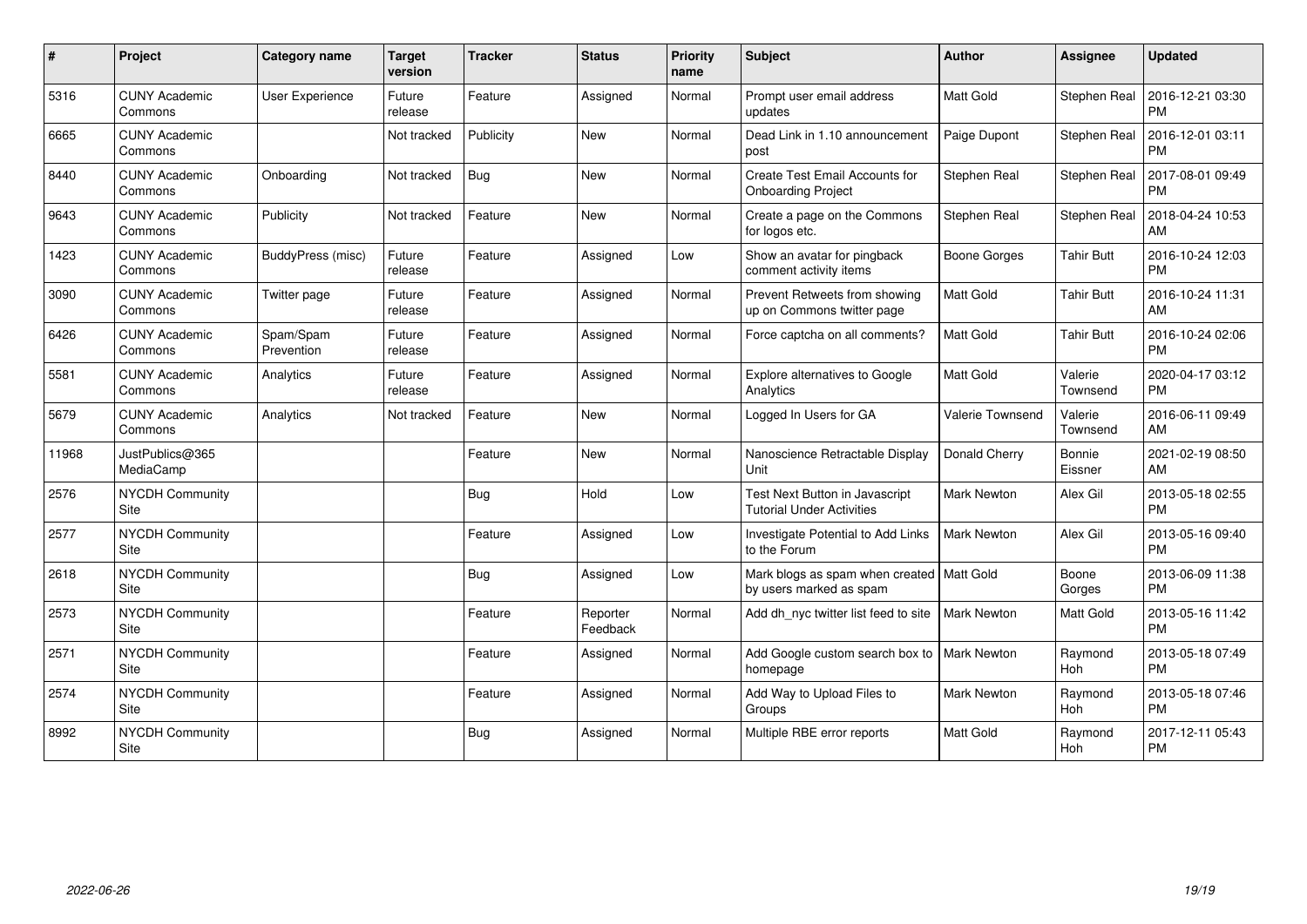| # | Project | Category name | Target version | Tracker | Status | Priority name | Subject | Author | Assignee | Updated |
|---|---|---|---|---|---|---|---|---|---|---|
| 5316 | CUNY Academic Commons | User Experience | Future release | Feature | Assigned | Normal | Prompt user email address updates | Matt Gold | Stephen Real | 2016-12-21 03:30 PM |
| 6665 | CUNY Academic Commons | | Not tracked | Publicity | New | Normal | Dead Link in 1.10 announcement post | Paige Dupont | Stephen Real | 2016-12-01 03:11 PM |
| 8440 | CUNY Academic Commons | Onboarding | Not tracked | Bug | New | Normal | Create Test Email Accounts for Onboarding Project | Stephen Real | Stephen Real | 2017-08-01 09:49 PM |
| 9643 | CUNY Academic Commons | Publicity | Not tracked | Feature | New | Normal | Create a page on the Commons for logos etc. | Stephen Real | Stephen Real | 2018-04-24 10:53 AM |
| 1423 | CUNY Academic Commons | BuddyPress (misc) | Future release | Feature | Assigned | Low | Show an avatar for pingback comment activity items | Boone Gorges | Tahir Butt | 2016-10-24 12:03 PM |
| 3090 | CUNY Academic Commons | Twitter page | Future release | Feature | Assigned | Normal | Prevent Retweets from showing up on Commons twitter page | Matt Gold | Tahir Butt | 2016-10-24 11:31 AM |
| 6426 | CUNY Academic Commons | Spam/Spam Prevention | Future release | Feature | Assigned | Normal | Force captcha on all comments? | Matt Gold | Tahir Butt | 2016-10-24 02:06 PM |
| 5581 | CUNY Academic Commons | Analytics | Future release | Feature | Assigned | Normal | Explore alternatives to Google Analytics | Matt Gold | Valerie Townsend | 2020-04-17 03:12 PM |
| 5679 | CUNY Academic Commons | Analytics | Not tracked | Feature | New | Normal | Logged In Users for GA | Valerie Townsend | Valerie Townsend | 2016-06-11 09:49 AM |
| 11968 | JustPublics@365 MediaCamp | | | Feature | New | Normal | Nanoscience Retractable Display Unit | Donald Cherry | Bonnie Eissner | 2021-02-19 08:50 AM |
| 2576 | NYCDH Community Site | | | Bug | Hold | Low | Test Next Button in Javascript Tutorial Under Activities | Mark Newton | Alex Gil | 2013-05-18 02:55 PM |
| 2577 | NYCDH Community Site | | | Feature | Assigned | Low | Investigate Potential to Add Links to the Forum | Mark Newton | Alex Gil | 2013-05-16 09:40 PM |
| 2618 | NYCDH Community Site | | | Bug | Assigned | Low | Mark blogs as spam when created by users marked as spam | Matt Gold | Boone Gorges | 2013-06-09 11:38 PM |
| 2573 | NYCDH Community Site | | | Feature | Reporter Feedback | Normal | Add dh_nyc twitter list feed to site | Mark Newton | Matt Gold | 2013-05-16 11:42 PM |
| 2571 | NYCDH Community Site | | | Feature | Assigned | Normal | Add Google custom search box to homepage | Mark Newton | Raymond Hoh | 2013-05-18 07:49 PM |
| 2574 | NYCDH Community Site | | | Feature | Assigned | Normal | Add Way to Upload Files to Groups | Mark Newton | Raymond Hoh | 2013-05-18 07:46 PM |
| 8992 | NYCDH Community Site | | | Bug | Assigned | Normal | Multiple RBE error reports | Matt Gold | Raymond Hoh | 2017-12-11 05:43 PM |